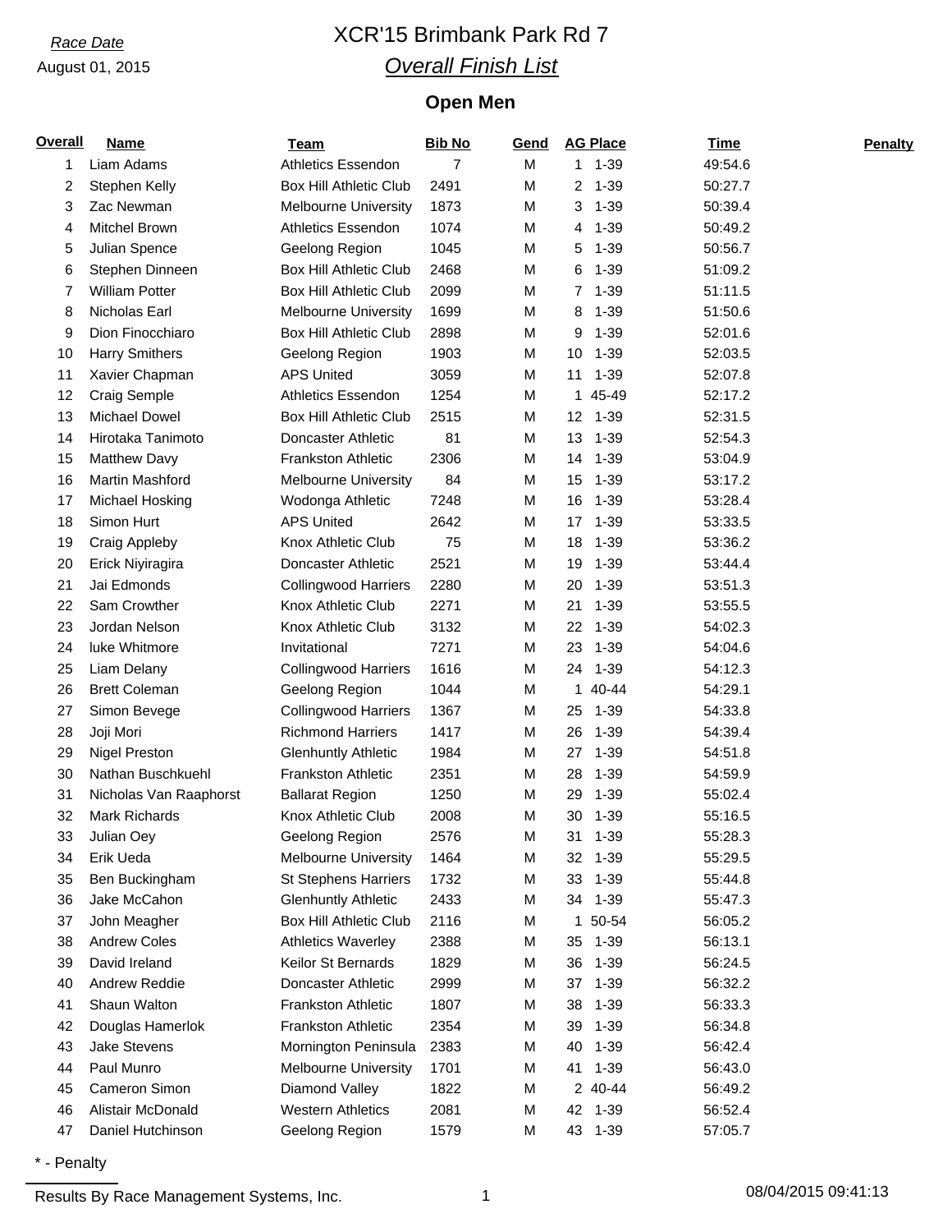*Race Date*

August 01, 2015

# XCR'15 Brimbank Park Rd 7

## *Overall Finish List*

### Open Men

| Overall | Name | Team | Bib No | Gend | AG Place | | Time | Penalty |
|---|---|---|---|---|---|---|---|---|
| 1 | Liam Adams | Athletics Essendon | 7 | M | 1 | 1-39 | 49:54.6 | |
| 2 | Stephen Kelly | Box Hill Athletic Club | 2491 | M | 2 | 1-39 | 50:27.7 | |
| 3 | Zac Newman | Melbourne University | 1873 | M | 3 | 1-39 | 50:39.4 | |
| 4 | Mitchel Brown | Athletics Essendon | 1074 | M | 4 | 1-39 | 50:49.2 | |
| 5 | Julian Spence | Geelong Region | 1045 | M | 5 | 1-39 | 50:56.7 | |
| 6 | Stephen Dinneen | Box Hill Athletic Club | 2468 | M | 6 | 1-39 | 51:09.2 | |
| 7 | William Potter | Box Hill Athletic Club | 2099 | M | 7 | 1-39 | 51:11.5 | |
| 8 | Nicholas Earl | Melbourne University | 1699 | M | 8 | 1-39 | 51:50.6 | |
| 9 | Dion Finocchiaro | Box Hill Athletic Club | 2898 | M | 9 | 1-39 | 52:01.6 | |
| 10 | Harry Smithers | Geelong Region | 1903 | M | 10 | 1-39 | 52:03.5 | |
| 11 | Xavier Chapman | APS United | 3059 | M | 11 | 1-39 | 52:07.8 | |
| 12 | Craig Semple | Athletics Essendon | 1254 | M | 1 | 45-49 | 52:17.2 | |
| 13 | Michael Dowel | Box Hill Athletic Club | 2515 | M | 12 | 1-39 | 52:31.5 | |
| 14 | Hirotaka Tanimoto | Doncaster Athletic | 81 | M | 13 | 1-39 | 52:54.3 | |
| 15 | Matthew Davy | Frankston Athletic | 2306 | M | 14 | 1-39 | 53:04.9 | |
| 16 | Martin Mashford | Melbourne University | 84 | M | 15 | 1-39 | 53:17.2 | |
| 17 | Michael Hosking | Wodonga Athletic | 7248 | M | 16 | 1-39 | 53:28.4 | |
| 18 | Simon Hurt | APS United | 2642 | M | 17 | 1-39 | 53:33.5 | |
| 19 | Craig Appleby | Knox Athletic Club | 75 | M | 18 | 1-39 | 53:36.2 | |
| 20 | Erick Niyiragira | Doncaster Athletic | 2521 | M | 19 | 1-39 | 53:44.4 | |
| 21 | Jai Edmonds | Collingwood Harriers | 2280 | M | 20 | 1-39 | 53:51.3 | |
| 22 | Sam Crowther | Knox Athletic Club | 2271 | M | 21 | 1-39 | 53:55.5 | |
| 23 | Jordan Nelson | Knox Athletic Club | 3132 | M | 22 | 1-39 | 54:02.3 | |
| 24 | luke Whitmore | Invitational | 7271 | M | 23 | 1-39 | 54:04.6 | |
| 25 | Liam Delany | Collingwood Harriers | 1616 | M | 24 | 1-39 | 54:12.3 | |
| 26 | Brett Coleman | Geelong Region | 1044 | M | 1 | 40-44 | 54:29.1 | |
| 27 | Simon Bevege | Collingwood Harriers | 1367 | M | 25 | 1-39 | 54:33.8 | |
| 28 | Joji Mori | Richmond Harriers | 1417 | M | 26 | 1-39 | 54:39.4 | |
| 29 | Nigel Preston | Glenhuntly Athletic | 1984 | M | 27 | 1-39 | 54:51.8 | |
| 30 | Nathan Buschkuehl | Frankston Athletic | 2351 | M | 28 | 1-39 | 54:59.9 | |
| 31 | Nicholas Van Raaphorst | Ballarat Region | 1250 | M | 29 | 1-39 | 55:02.4 | |
| 32 | Mark Richards | Knox Athletic Club | 2008 | M | 30 | 1-39 | 55:16.5 | |
| 33 | Julian Oey | Geelong Region | 2576 | M | 31 | 1-39 | 55:28.3 | |
| 34 | Erik Ueda | Melbourne University | 1464 | M | 32 | 1-39 | 55:29.5 | |
| 35 | Ben Buckingham | St Stephens Harriers | 1732 | M | 33 | 1-39 | 55:44.8 | |
| 36 | Jake McCahon | Glenhuntly Athletic | 2433 | M | 34 | 1-39 | 55:47.3 | |
| 37 | John Meagher | Box Hill Athletic Club | 2116 | M | 1 | 50-54 | 56:05.2 | |
| 38 | Andrew Coles | Athletics Waverley | 2388 | M | 35 | 1-39 | 56:13.1 | |
| 39 | David Ireland | Keilor St Bernards | 1829 | M | 36 | 1-39 | 56:24.5 | |
| 40 | Andrew Reddie | Doncaster Athletic | 2999 | M | 37 | 1-39 | 56:32.2 | |
| 41 | Shaun Walton | Frankston Athletic | 1807 | M | 38 | 1-39 | 56:33.3 | |
| 42 | Douglas Hamerlok | Frankston Athletic | 2354 | M | 39 | 1-39 | 56:34.8 | |
| 43 | Jake Stevens | Mornington Peninsula | 2383 | M | 40 | 1-39 | 56:42.4 | |
| 44 | Paul Munro | Melbourne University | 1701 | M | 41 | 1-39 | 56:43.0 | |
| 45 | Cameron Simon | Diamond Valley | 1822 | M | 2 | 40-44 | 56:49.2 | |
| 46 | Alistair McDonald | Western Athletics | 2081 | M | 42 | 1-39 | 56:52.4 | |
| 47 | Daniel Hutchinson | Geelong Region | 1579 | M | 43 | 1-39 | 57:05.7 | |

* - Penalty

Results By Race Management Systems, Inc.

08/04/2015 09:41:13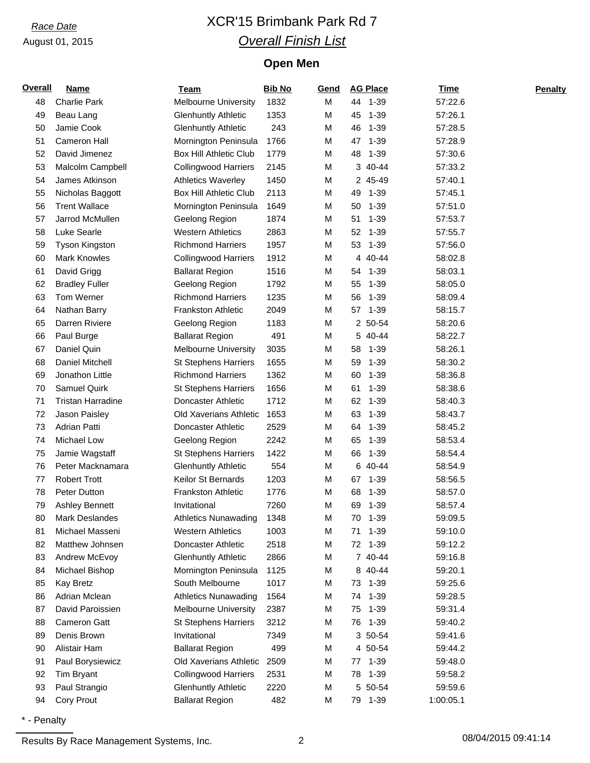*Race Date*

August 01, 2015

# XCR'15 Brimbank Park Rd 7

## *Overall Finish List*

### Open Men

| Overall | Name | Team | Bib No | Gend | AG Place | Time | Penalty |
|---|---|---|---|---|---|---|---|
| 48 | Charlie Park | Melbourne University | 1832 | M | 44 1-39 | 57:22.6 | |
| 49 | Beau Lang | Glenhuntly Athletic | 1353 | M | 45 1-39 | 57:26.1 | |
| 50 | Jamie Cook | Glenhuntly Athletic | 243 | M | 46 1-39 | 57:28.5 | |
| 51 | Cameron Hall | Mornington Peninsula | 1766 | M | 47 1-39 | 57:28.9 | |
| 52 | David Jimenez | Box Hill Athletic Club | 1779 | M | 48 1-39 | 57:30.6 | |
| 53 | Malcolm Campbell | Collingwood Harriers | 2145 | M | 3 40-44 | 57:33.2 | |
| 54 | James Atkinson | Athletics Waverley | 1450 | M | 2 45-49 | 57:40.1 | |
| 55 | Nicholas Baggott | Box Hill Athletic Club | 2113 | M | 49 1-39 | 57:45.1 | |
| 56 | Trent Wallace | Mornington Peninsula | 1649 | M | 50 1-39 | 57:51.0 | |
| 57 | Jarrod McMullen | Geelong Region | 1874 | M | 51 1-39 | 57:53.7 | |
| 58 | Luke Searle | Western Athletics | 2863 | M | 52 1-39 | 57:55.7 | |
| 59 | Tyson Kingston | Richmond Harriers | 1957 | M | 53 1-39 | 57:56.0 | |
| 60 | Mark Knowles | Collingwood Harriers | 1912 | M | 4 40-44 | 58:02.8 | |
| 61 | David Grigg | Ballarat Region | 1516 | M | 54 1-39 | 58:03.1 | |
| 62 | Bradley Fuller | Geelong Region | 1792 | M | 55 1-39 | 58:05.0 | |
| 63 | Tom Werner | Richmond Harriers | 1235 | M | 56 1-39 | 58:09.4 | |
| 64 | Nathan Barry | Frankston Athletic | 2049 | M | 57 1-39 | 58:15.7 | |
| 65 | Darren Riviere | Geelong Region | 1183 | M | 2 50-54 | 58:20.6 | |
| 66 | Paul Burge | Ballarat Region | 491 | M | 5 40-44 | 58:22.7 | |
| 67 | Daniel Quin | Melbourne University | 3035 | M | 58 1-39 | 58:26.1 | |
| 68 | Daniel Mitchell | St Stephens Harriers | 1655 | M | 59 1-39 | 58:30.2 | |
| 69 | Jonathon Little | Richmond Harriers | 1362 | M | 60 1-39 | 58:36.8 | |
| 70 | Samuel Quirk | St Stephens Harriers | 1656 | M | 61 1-39 | 58:38.6 | |
| 71 | Tristan Harradine | Doncaster Athletic | 1712 | M | 62 1-39 | 58:40.3 | |
| 72 | Jason Paisley | Old Xaverians Athletic | 1653 | M | 63 1-39 | 58:43.7 | |
| 73 | Adrian Patti | Doncaster Athletic | 2529 | M | 64 1-39 | 58:45.2 | |
| 74 | Michael Low | Geelong Region | 2242 | M | 65 1-39 | 58:53.4 | |
| 75 | Jamie Wagstaff | St Stephens Harriers | 1422 | M | 66 1-39 | 58:54.4 | |
| 76 | Peter Macknamara | Glenhuntly Athletic | 554 | M | 6 40-44 | 58:54.9 | |
| 77 | Robert Trott | Keilor St Bernards | 1203 | M | 67 1-39 | 58:56.5 | |
| 78 | Peter Dutton | Frankston Athletic | 1776 | M | 68 1-39 | 58:57.0 | |
| 79 | Ashley Bennett | Invitational | 7260 | M | 69 1-39 | 58:57.4 | |
| 80 | Mark Deslandes | Athletics Nunawading | 1348 | M | 70 1-39 | 59:09.5 | |
| 81 | Michael Masseni | Western Athletics | 1003 | M | 71 1-39 | 59:10.0 | |
| 82 | Matthew Johnsen | Doncaster Athletic | 2518 | M | 72 1-39 | 59:12.2 | |
| 83 | Andrew McEvoy | Glenhuntly Athletic | 2866 | M | 7 40-44 | 59:16.8 | |
| 84 | Michael Bishop | Mornington Peninsula | 1125 | M | 8 40-44 | 59:20.1 | |
| 85 | Kay Bretz | South Melbourne | 1017 | M | 73 1-39 | 59:25.6 | |
| 86 | Adrian Mclean | Athletics Nunawading | 1564 | M | 74 1-39 | 59:28.5 | |
| 87 | David Paroissien | Melbourne University | 2387 | M | 75 1-39 | 59:31.4 | |
| 88 | Cameron Gatt | St Stephens Harriers | 3212 | M | 76 1-39 | 59:40.2 | |
| 89 | Denis Brown | Invitational | 7349 | M | 3 50-54 | 59:41.6 | |
| 90 | Alistair Ham | Ballarat Region | 499 | M | 4 50-54 | 59:44.2 | |
| 91 | Paul Borysiewicz | Old Xaverians Athletic | 2509 | M | 77 1-39 | 59:48.0 | |
| 92 | Tim Bryant | Collingwood Harriers | 2531 | M | 78 1-39 | 59:58.2 | |
| 93 | Paul Strangio | Glenhuntly Athletic | 2220 | M | 5 50-54 | 59:59.6 | |
| 94 | Cory Prout | Ballarat Region | 482 | M | 79 1-39 | 1:00:05.1 | |

* - Penalty

Results By Race Management Systems, Inc. 08/04/2015 09:41:14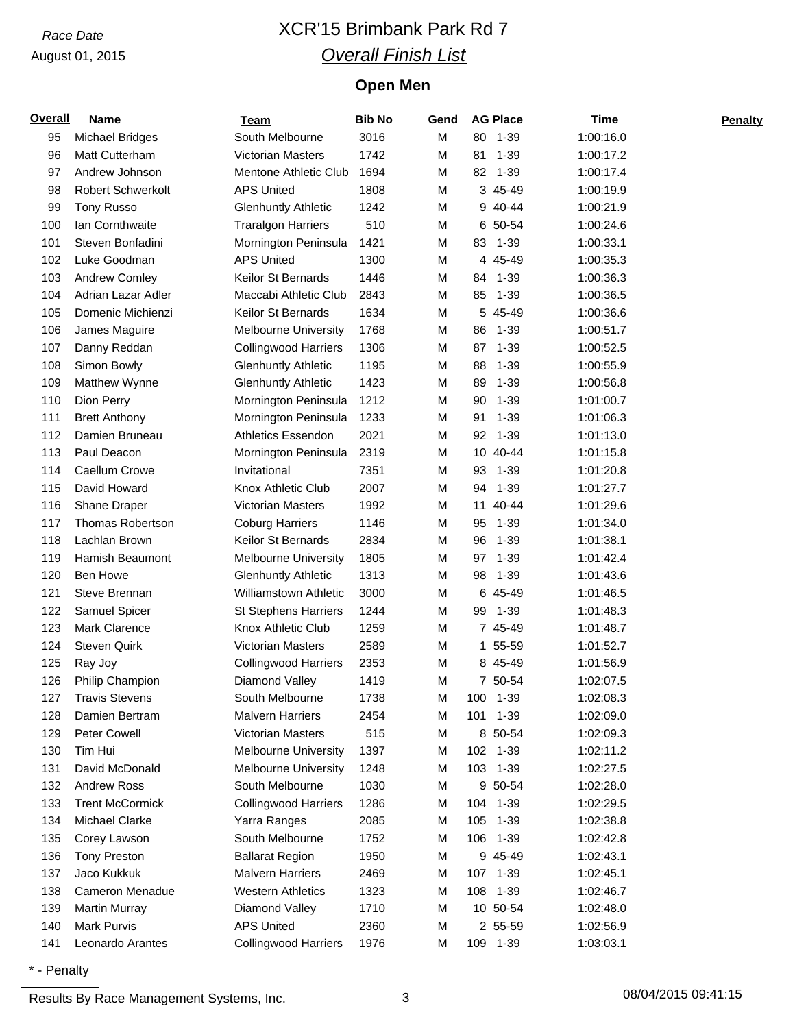*Race Date*

August 01, 2015

# XCR'15 Brimbank Park Rd 7

## *Overall Finish List*

### Open Men

| Overall | Name | Team | Bib No | Gend | AG Place | Time | Penalty |
|---|---|---|---|---|---|---|---|
| 95 | Michael Bridges | South Melbourne | 3016 | M | 80 1-39 | 1:00:16.0 | |
| 96 | Matt Cutterham | Victorian Masters | 1742 | M | 81 1-39 | 1:00:17.2 | |
| 97 | Andrew Johnson | Mentone Athletic Club | 1694 | M | 82 1-39 | 1:00:17.4 | |
| 98 | Robert Schwerkolt | APS United | 1808 | M | 3 45-49 | 1:00:19.9 | |
| 99 | Tony Russo | Glenhuntly Athletic | 1242 | M | 9 40-44 | 1:00:21.9 | |
| 100 | Ian Cornthwaite | Traralgon Harriers | 510 | M | 6 50-54 | 1:00:24.6 | |
| 101 | Steven Bonfadini | Mornington Peninsula | 1421 | M | 83 1-39 | 1:00:33.1 | |
| 102 | Luke Goodman | APS United | 1300 | M | 4 45-49 | 1:00:35.3 | |
| 103 | Andrew Comley | Keilor St Bernards | 1446 | M | 84 1-39 | 1:00:36.3 | |
| 104 | Adrian Lazar Adler | Maccabi Athletic Club | 2843 | M | 85 1-39 | 1:00:36.5 | |
| 105 | Domenic Michienzi | Keilor St Bernards | 1634 | M | 5 45-49 | 1:00:36.6 | |
| 106 | James Maguire | Melbourne University | 1768 | M | 86 1-39 | 1:00:51.7 | |
| 107 | Danny Reddan | Collingwood Harriers | 1306 | M | 87 1-39 | 1:00:52.5 | |
| 108 | Simon Bowly | Glenhuntly Athletic | 1195 | M | 88 1-39 | 1:00:55.9 | |
| 109 | Matthew Wynne | Glenhuntly Athletic | 1423 | M | 89 1-39 | 1:00:56.8 | |
| 110 | Dion Perry | Mornington Peninsula | 1212 | M | 90 1-39 | 1:01:00.7 | |
| 111 | Brett Anthony | Mornington Peninsula | 1233 | M | 91 1-39 | 1:01:06.3 | |
| 112 | Damien Bruneau | Athletics Essendon | 2021 | M | 92 1-39 | 1:01:13.0 | |
| 113 | Paul Deacon | Mornington Peninsula | 2319 | M | 10 40-44 | 1:01:15.8 | |
| 114 | Caellum Crowe | Invitational | 7351 | M | 93 1-39 | 1:01:20.8 | |
| 115 | David Howard | Knox Athletic Club | 2007 | M | 94 1-39 | 1:01:27.7 | |
| 116 | Shane Draper | Victorian Masters | 1992 | M | 11 40-44 | 1:01:29.6 | |
| 117 | Thomas Robertson | Coburg Harriers | 1146 | M | 95 1-39 | 1:01:34.0 | |
| 118 | Lachlan Brown | Keilor St Bernards | 2834 | M | 96 1-39 | 1:01:38.1 | |
| 119 | Hamish Beaumont | Melbourne University | 1805 | M | 97 1-39 | 1:01:42.4 | |
| 120 | Ben Howe | Glenhuntly Athletic | 1313 | M | 98 1-39 | 1:01:43.6 | |
| 121 | Steve Brennan | Williamstown Athletic | 3000 | M | 6 45-49 | 1:01:46.5 | |
| 122 | Samuel Spicer | St Stephens Harriers | 1244 | M | 99 1-39 | 1:01:48.3 | |
| 123 | Mark Clarence | Knox Athletic Club | 1259 | M | 7 45-49 | 1:01:48.7 | |
| 124 | Steven Quirk | Victorian Masters | 2589 | M | 1 55-59 | 1:01:52.7 | |
| 125 | Ray Joy | Collingwood Harriers | 2353 | M | 8 45-49 | 1:01:56.9 | |
| 126 | Philip Champion | Diamond Valley | 1419 | M | 7 50-54 | 1:02:07.5 | |
| 127 | Travis Stevens | South Melbourne | 1738 | M | 100 1-39 | 1:02:08.3 | |
| 128 | Damien Bertram | Malvern Harriers | 2454 | M | 101 1-39 | 1:02:09.0 | |
| 129 | Peter Cowell | Victorian Masters | 515 | M | 8 50-54 | 1:02:09.3 | |
| 130 | Tim Hui | Melbourne University | 1397 | M | 102 1-39 | 1:02:11.2 | |
| 131 | David McDonald | Melbourne University | 1248 | M | 103 1-39 | 1:02:27.5 | |
| 132 | Andrew Ross | South Melbourne | 1030 | M | 9 50-54 | 1:02:28.0 | |
| 133 | Trent McCormick | Collingwood Harriers | 1286 | M | 104 1-39 | 1:02:29.5 | |
| 134 | Michael Clarke | Yarra Ranges | 2085 | M | 105 1-39 | 1:02:38.8 | |
| 135 | Corey Lawson | South Melbourne | 1752 | M | 106 1-39 | 1:02:42.8 | |
| 136 | Tony Preston | Ballarat Region | 1950 | M | 9 45-49 | 1:02:43.1 | |
| 137 | Jaco Kukkuk | Malvern Harriers | 2469 | M | 107 1-39 | 1:02:45.1 | |
| 138 | Cameron Menadue | Western Athletics | 1323 | M | 108 1-39 | 1:02:46.7 | |
| 139 | Martin Murray | Diamond Valley | 1710 | M | 10 50-54 | 1:02:48.0 | |
| 140 | Mark Purvis | APS United | 2360 | M | 2 55-59 | 1:02:56.9 | |
| 141 | Leonardo Arantes | Collingwood Harriers | 1976 | M | 109 1-39 | 1:03:03.1 | |

* - Penalty

Results By Race Management Systems, Inc. 08/04/2015 09:41:15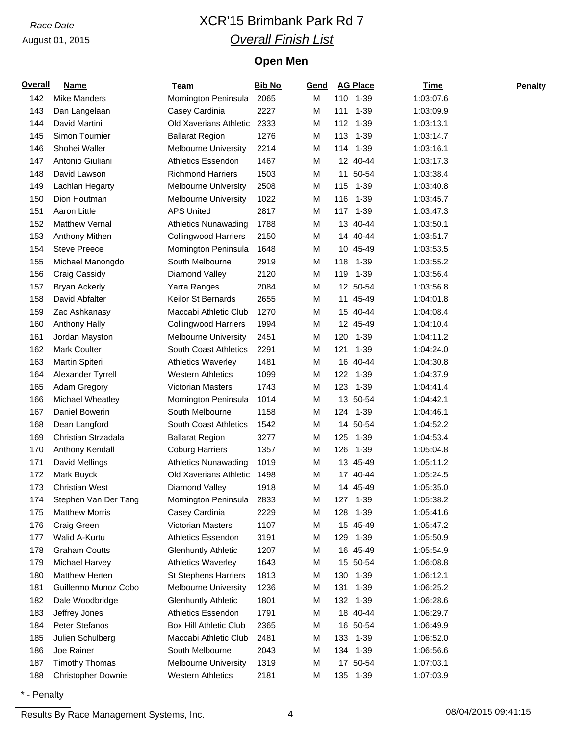*Race Date*

August 01, 2015

# XCR'15 Brimbank Park Rd 7

## *Overall Finish List*

### Open Men

| Overall | Name | Team | Bib No | Gend | AG Place | Time | Penalty |
|---|---|---|---|---|---|---|---|
| 142 | Mike Manders | Mornington Peninsula | 2065 | M | 110 1-39 | 1:03:07.6 | |
| 143 | Dan Langelaan | Casey Cardinia | 2227 | M | 111 1-39 | 1:03:09.9 | |
| 144 | David Martini | Old Xaverians Athletic | 2333 | M | 112 1-39 | 1:03:13.1 | |
| 145 | Simon Tournier | Ballarat Region | 1276 | M | 113 1-39 | 1:03:14.7 | |
| 146 | Shohei Waller | Melbourne University | 2214 | M | 114 1-39 | 1:03:16.1 | |
| 147 | Antonio Giuliani | Athletics Essendon | 1467 | M | 12 40-44 | 1:03:17.3 | |
| 148 | David Lawson | Richmond Harriers | 1503 | M | 11 50-54 | 1:03:38.4 | |
| 149 | Lachlan Hegarty | Melbourne University | 2508 | M | 115 1-39 | 1:03:40.8 | |
| 150 | Dion Houtman | Melbourne University | 1022 | M | 116 1-39 | 1:03:45.7 | |
| 151 | Aaron Little | APS United | 2817 | M | 117 1-39 | 1:03:47.3 | |
| 152 | Matthew Vernal | Athletics Nunawading | 1788 | M | 13 40-44 | 1:03:50.1 | |
| 153 | Anthony Mithen | Collingwood Harriers | 2150 | M | 14 40-44 | 1:03:51.7 | |
| 154 | Steve Preece | Mornington Peninsula | 1648 | M | 10 45-49 | 1:03:53.5 | |
| 155 | Michael Manongdo | South Melbourne | 2919 | M | 118 1-39 | 1:03:55.2 | |
| 156 | Craig Cassidy | Diamond Valley | 2120 | M | 119 1-39 | 1:03:56.4 | |
| 157 | Bryan Ackerly | Yarra Ranges | 2084 | M | 12 50-54 | 1:03:56.8 | |
| 158 | David Abfalter | Keilor St Bernards | 2655 | M | 11 45-49 | 1:04:01.8 | |
| 159 | Zac Ashkanasy | Maccabi Athletic Club | 1270 | M | 15 40-44 | 1:04:08.4 | |
| 160 | Anthony Hally | Collingwood Harriers | 1994 | M | 12 45-49 | 1:04:10.4 | |
| 161 | Jordan Mayston | Melbourne University | 2451 | M | 120 1-39 | 1:04:11.2 | |
| 162 | Mark Coulter | South Coast Athletics | 2291 | M | 121 1-39 | 1:04:24.0 | |
| 163 | Martin Spiteri | Athletics Waverley | 1481 | M | 16 40-44 | 1:04:30.8 | |
| 164 | Alexander Tyrrell | Western Athletics | 1099 | M | 122 1-39 | 1:04:37.9 | |
| 165 | Adam Gregory | Victorian Masters | 1743 | M | 123 1-39 | 1:04:41.4 | |
| 166 | Michael Wheatley | Mornington Peninsula | 1014 | M | 13 50-54 | 1:04:42.1 | |
| 167 | Daniel Bowerin | South Melbourne | 1158 | M | 124 1-39 | 1:04:46.1 | |
| 168 | Dean Langford | South Coast Athletics | 1542 | M | 14 50-54 | 1:04:52.2 | |
| 169 | Christian Strzadala | Ballarat Region | 3277 | M | 125 1-39 | 1:04:53.4 | |
| 170 | Anthony Kendall | Coburg Harriers | 1357 | M | 126 1-39 | 1:05:04.8 | |
| 171 | David Mellings | Athletics Nunawading | 1019 | M | 13 45-49 | 1:05:11.2 | |
| 172 | Mark Buyck | Old Xaverians Athletic | 1498 | M | 17 40-44 | 1:05:24.5 | |
| 173 | Christian West | Diamond Valley | 1918 | M | 14 45-49 | 1:05:35.0 | |
| 174 | Stephen Van Der Tang | Mornington Peninsula | 2833 | M | 127 1-39 | 1:05:38.2 | |
| 175 | Matthew Morris | Casey Cardinia | 2229 | M | 128 1-39 | 1:05:41.6 | |
| 176 | Craig Green | Victorian Masters | 1107 | M | 15 45-49 | 1:05:47.2 | |
| 177 | Walid A-Kurtu | Athletics Essendon | 3191 | M | 129 1-39 | 1:05:50.9 | |
| 178 | Graham Coutts | Glenhuntly Athletic | 1207 | M | 16 45-49 | 1:05:54.9 | |
| 179 | Michael Harvey | Athletics Waverley | 1643 | M | 15 50-54 | 1:06:08.8 | |
| 180 | Matthew Herten | St Stephens Harriers | 1813 | M | 130 1-39 | 1:06:12.1 | |
| 181 | Guillermo Munoz Cobo | Melbourne University | 1236 | M | 131 1-39 | 1:06:25.2 | |
| 182 | Dale Woodbridge | Glenhuntly Athletic | 1801 | M | 132 1-39 | 1:06:28.6 | |
| 183 | Jeffrey Jones | Athletics Essendon | 1791 | M | 18 40-44 | 1:06:29.7 | |
| 184 | Peter Stefanos | Box Hill Athletic Club | 2365 | M | 16 50-54 | 1:06:49.9 | |
| 185 | Julien Schulberg | Maccabi Athletic Club | 2481 | M | 133 1-39 | 1:06:52.0 | |
| 186 | Joe Rainer | South Melbourne | 2043 | M | 134 1-39 | 1:06:56.6 | |
| 187 | Timothy Thomas | Melbourne University | 1319 | M | 17 50-54 | 1:07:03.1 | |
| 188 | Christopher Downie | Western Athletics | 2181 | M | 135 1-39 | 1:07:03.9 | |

* - Penalty

Results By Race Management Systems, Inc. 08/04/2015 09:41:15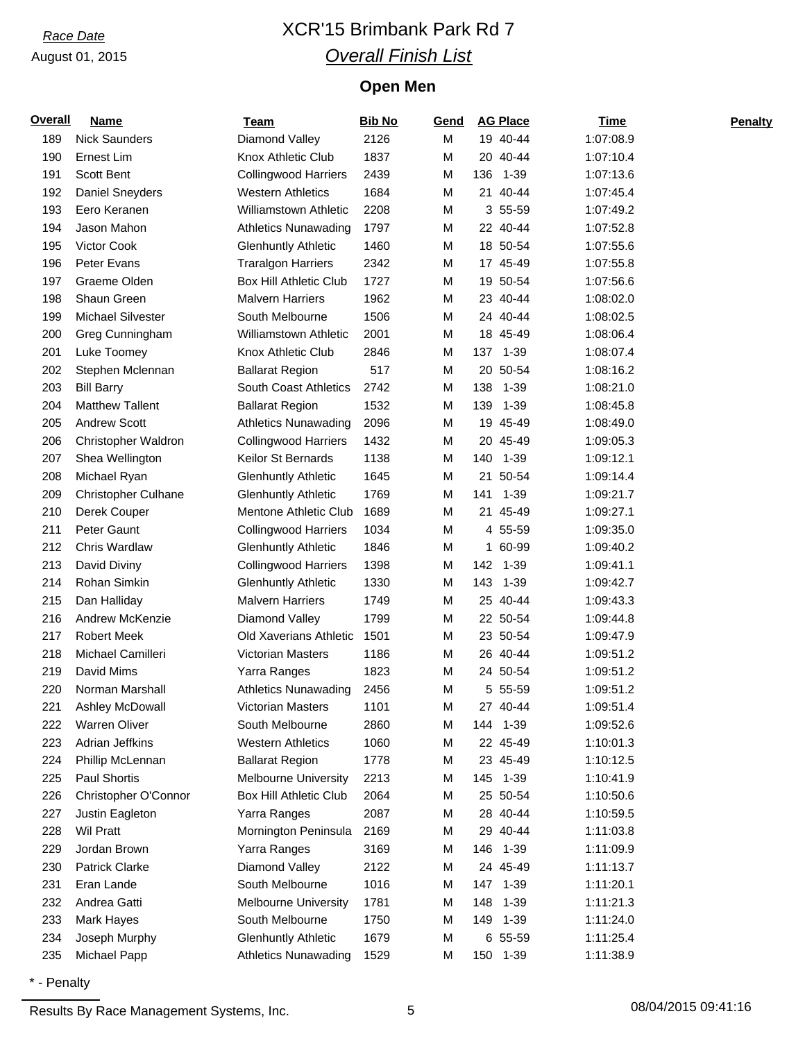*Race Date*

August 01, 2015

# XCR'15 Brimbank Park Rd 7

## *Overall Finish List*

### Open Men

| Overall | Name | Team | Bib No | Gend | AG Place | Time | Penalty |
|---|---|---|---|---|---|---|---|
| 189 | Nick Saunders | Diamond Valley | 2126 | M | 19 40-44 | 1:07:08.9 | |
| 190 | Ernest Lim | Knox Athletic Club | 1837 | M | 20 40-44 | 1:07:10.4 | |
| 191 | Scott Bent | Collingwood Harriers | 2439 | M | 136 1-39 | 1:07:13.6 | |
| 192 | Daniel Sneyders | Western Athletics | 1684 | M | 21 40-44 | 1:07:45.4 | |
| 193 | Eero Keranen | Williamstown Athletic | 2208 | M | 3 55-59 | 1:07:49.2 | |
| 194 | Jason Mahon | Athletics Nunawading | 1797 | M | 22 40-44 | 1:07:52.8 | |
| 195 | Victor Cook | Glenhuntly Athletic | 1460 | M | 18 50-54 | 1:07:55.6 | |
| 196 | Peter Evans | Traralgon Harriers | 2342 | M | 17 45-49 | 1:07:55.8 | |
| 197 | Graeme Olden | Box Hill Athletic Club | 1727 | M | 19 50-54 | 1:07:56.6 | |
| 198 | Shaun Green | Malvern Harriers | 1962 | M | 23 40-44 | 1:08:02.0 | |
| 199 | Michael Silvester | South Melbourne | 1506 | M | 24 40-44 | 1:08:02.5 | |
| 200 | Greg Cunningham | Williamstown Athletic | 2001 | M | 18 45-49 | 1:08:06.4 | |
| 201 | Luke Toomey | Knox Athletic Club | 2846 | M | 137 1-39 | 1:08:07.4 | |
| 202 | Stephen Mclennan | Ballarat Region | 517 | M | 20 50-54 | 1:08:16.2 | |
| 203 | Bill Barry | South Coast Athletics | 2742 | M | 138 1-39 | 1:08:21.0 | |
| 204 | Matthew Tallent | Ballarat Region | 1532 | M | 139 1-39 | 1:08:45.8 | |
| 205 | Andrew Scott | Athletics Nunawading | 2096 | M | 19 45-49 | 1:08:49.0 | |
| 206 | Christopher Waldron | Collingwood Harriers | 1432 | M | 20 45-49 | 1:09:05.3 | |
| 207 | Shea Wellington | Keilor St Bernards | 1138 | M | 140 1-39 | 1:09:12.1 | |
| 208 | Michael Ryan | Glenhuntly Athletic | 1645 | M | 21 50-54 | 1:09:14.4 | |
| 209 | Christopher Culhane | Glenhuntly Athletic | 1769 | M | 141 1-39 | 1:09:21.7 | |
| 210 | Derek Couper | Mentone Athletic Club | 1689 | M | 21 45-49 | 1:09:27.1 | |
| 211 | Peter Gaunt | Collingwood Harriers | 1034 | M | 4 55-59 | 1:09:35.0 | |
| 212 | Chris Wardlaw | Glenhuntly Athletic | 1846 | M | 1 60-99 | 1:09:40.2 | |
| 213 | David Diviny | Collingwood Harriers | 1398 | M | 142 1-39 | 1:09:41.1 | |
| 214 | Rohan Simkin | Glenhuntly Athletic | 1330 | M | 143 1-39 | 1:09:42.7 | |
| 215 | Dan Halliday | Malvern Harriers | 1749 | M | 25 40-44 | 1:09:43.3 | |
| 216 | Andrew McKenzie | Diamond Valley | 1799 | M | 22 50-54 | 1:09:44.8 | |
| 217 | Robert Meek | Old Xaverians Athletic | 1501 | M | 23 50-54 | 1:09:47.9 | |
| 218 | Michael Camilleri | Victorian Masters | 1186 | M | 26 40-44 | 1:09:51.2 | |
| 219 | David Mims | Yarra Ranges | 1823 | M | 24 50-54 | 1:09:51.2 | |
| 220 | Norman Marshall | Athletics Nunawading | 2456 | M | 5 55-59 | 1:09:51.2 | |
| 221 | Ashley McDowall | Victorian Masters | 1101 | M | 27 40-44 | 1:09:51.4 | |
| 222 | Warren Oliver | South Melbourne | 2860 | M | 144 1-39 | 1:09:52.6 | |
| 223 | Adrian Jeffkins | Western Athletics | 1060 | M | 22 45-49 | 1:10:01.3 | |
| 224 | Phillip McLennan | Ballarat Region | 1778 | M | 23 45-49 | 1:10:12.5 | |
| 225 | Paul Shortis | Melbourne University | 2213 | M | 145 1-39 | 1:10:41.9 | |
| 226 | Christopher O'Connor | Box Hill Athletic Club | 2064 | M | 25 50-54 | 1:10:50.6 | |
| 227 | Justin Eagleton | Yarra Ranges | 2087 | M | 28 40-44 | 1:10:59.5 | |
| 228 | Wil Pratt | Mornington Peninsula | 2169 | M | 29 40-44 | 1:11:03.8 | |
| 229 | Jordan Brown | Yarra Ranges | 3169 | M | 146 1-39 | 1:11:09.9 | |
| 230 | Patrick Clarke | Diamond Valley | 2122 | M | 24 45-49 | 1:11:13.7 | |
| 231 | Eran Lande | South Melbourne | 1016 | M | 147 1-39 | 1:11:20.1 | |
| 232 | Andrea Gatti | Melbourne University | 1781 | M | 148 1-39 | 1:11:21.3 | |
| 233 | Mark Hayes | South Melbourne | 1750 | M | 149 1-39 | 1:11:24.0 | |
| 234 | Joseph Murphy | Glenhuntly Athletic | 1679 | M | 6 55-59 | 1:11:25.4 | |
| 235 | Michael Papp | Athletics Nunawading | 1529 | M | 150 1-39 | 1:11:38.9 | |

* - Penalty

Results By Race Management Systems, Inc. 08/04/2015 09:41:16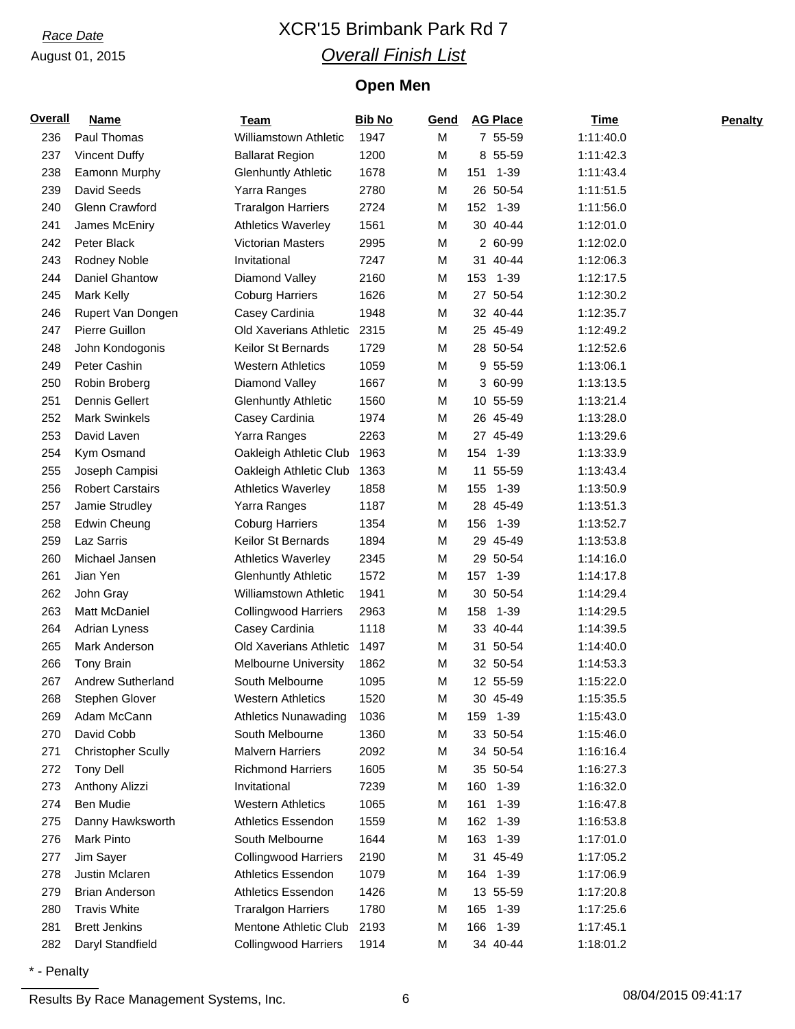*Race Date*

August 01, 2015

# XCR'15 Brimbank Park Rd 7

## *Overall Finish List*

### Open Men

| Overall | Name | Team | Bib No | Gend | AG Place | Time | Penalty |
|---|---|---|---|---|---|---|---|
| 236 | Paul Thomas | Williamstown Athletic | 1947 | M | 7 55-59 | 1:11:40.0 | |
| 237 | Vincent Duffy | Ballarat Region | 1200 | M | 8 55-59 | 1:11:42.3 | |
| 238 | Eamonn Murphy | Glenhuntly Athletic | 1678 | M | 151 1-39 | 1:11:43.4 | |
| 239 | David Seeds | Yarra Ranges | 2780 | M | 26 50-54 | 1:11:51.5 | |
| 240 | Glenn Crawford | Traralgon Harriers | 2724 | M | 152 1-39 | 1:11:56.0 | |
| 241 | James McEniry | Athletics Waverley | 1561 | M | 30 40-44 | 1:12:01.0 | |
| 242 | Peter Black | Victorian Masters | 2995 | M | 2 60-99 | 1:12:02.0 | |
| 243 | Rodney Noble | Invitational | 7247 | M | 31 40-44 | 1:12:06.3 | |
| 244 | Daniel Ghantow | Diamond Valley | 2160 | M | 153 1-39 | 1:12:17.5 | |
| 245 | Mark Kelly | Coburg Harriers | 1626 | M | 27 50-54 | 1:12:30.2 | |
| 246 | Rupert Van Dongen | Casey Cardinia | 1948 | M | 32 40-44 | 1:12:35.7 | |
| 247 | Pierre Guillon | Old Xaverians Athletic | 2315 | M | 25 45-49 | 1:12:49.2 | |
| 248 | John Kondogonis | Keilor St Bernards | 1729 | M | 28 50-54 | 1:12:52.6 | |
| 249 | Peter Cashin | Western Athletics | 1059 | M | 9 55-59 | 1:13:06.1 | |
| 250 | Robin Broberg | Diamond Valley | 1667 | M | 3 60-99 | 1:13:13.5 | |
| 251 | Dennis Gellert | Glenhuntly Athletic | 1560 | M | 10 55-59 | 1:13:21.4 | |
| 252 | Mark Swinkels | Casey Cardinia | 1974 | M | 26 45-49 | 1:13:28.0 | |
| 253 | David Laven | Yarra Ranges | 2263 | M | 27 45-49 | 1:13:29.6 | |
| 254 | Kym Osmand | Oakleigh Athletic Club | 1963 | M | 154 1-39 | 1:13:33.9 | |
| 255 | Joseph Campisi | Oakleigh Athletic Club | 1363 | M | 11 55-59 | 1:13:43.4 | |
| 256 | Robert Carstairs | Athletics Waverley | 1858 | M | 155 1-39 | 1:13:50.9 | |
| 257 | Jamie Strudley | Yarra Ranges | 1187 | M | 28 45-49 | 1:13:51.3 | |
| 258 | Edwin Cheung | Coburg Harriers | 1354 | M | 156 1-39 | 1:13:52.7 | |
| 259 | Laz Sarris | Keilor St Bernards | 1894 | M | 29 45-49 | 1:13:53.8 | |
| 260 | Michael Jansen | Athletics Waverley | 2345 | M | 29 50-54 | 1:14:16.0 | |
| 261 | Jian Yen | Glenhuntly Athletic | 1572 | M | 157 1-39 | 1:14:17.8 | |
| 262 | John Gray | Williamstown Athletic | 1941 | M | 30 50-54 | 1:14:29.4 | |
| 263 | Matt McDaniel | Collingwood Harriers | 2963 | M | 158 1-39 | 1:14:29.5 | |
| 264 | Adrian Lyness | Casey Cardinia | 1118 | M | 33 40-44 | 1:14:39.5 | |
| 265 | Mark Anderson | Old Xaverians Athletic | 1497 | M | 31 50-54 | 1:14:40.0 | |
| 266 | Tony Brain | Melbourne University | 1862 | M | 32 50-54 | 1:14:53.3 | |
| 267 | Andrew Sutherland | South Melbourne | 1095 | M | 12 55-59 | 1:15:22.0 | |
| 268 | Stephen Glover | Western Athletics | 1520 | M | 30 45-49 | 1:15:35.5 | |
| 269 | Adam McCann | Athletics Nunawading | 1036 | M | 159 1-39 | 1:15:43.0 | |
| 270 | David Cobb | South Melbourne | 1360 | M | 33 50-54 | 1:15:46.0 | |
| 271 | Christopher Scully | Malvern Harriers | 2092 | M | 34 50-54 | 1:16:16.4 | |
| 272 | Tony Dell | Richmond Harriers | 1605 | M | 35 50-54 | 1:16:27.3 | |
| 273 | Anthony Alizzi | Invitational | 7239 | M | 160 1-39 | 1:16:32.0 | |
| 274 | Ben Mudie | Western Athletics | 1065 | M | 161 1-39 | 1:16:47.8 | |
| 275 | Danny Hawksworth | Athletics Essendon | 1559 | M | 162 1-39 | 1:16:53.8 | |
| 276 | Mark Pinto | South Melbourne | 1644 | M | 163 1-39 | 1:17:01.0 | |
| 277 | Jim Sayer | Collingwood Harriers | 2190 | M | 31 45-49 | 1:17:05.2 | |
| 278 | Justin Mclaren | Athletics Essendon | 1079 | M | 164 1-39 | 1:17:06.9 | |
| 279 | Brian Anderson | Athletics Essendon | 1426 | M | 13 55-59 | 1:17:20.8 | |
| 280 | Travis White | Traralgon Harriers | 1780 | M | 165 1-39 | 1:17:25.6 | |
| 281 | Brett Jenkins | Mentone Athletic Club | 2193 | M | 166 1-39 | 1:17:45.1 | |
| 282 | Daryl Standfield | Collingwood Harriers | 1914 | M | 34 40-44 | 1:18:01.2 | |

* - Penalty

Results By Race Management Systems, Inc. 08/04/2015 09:41:17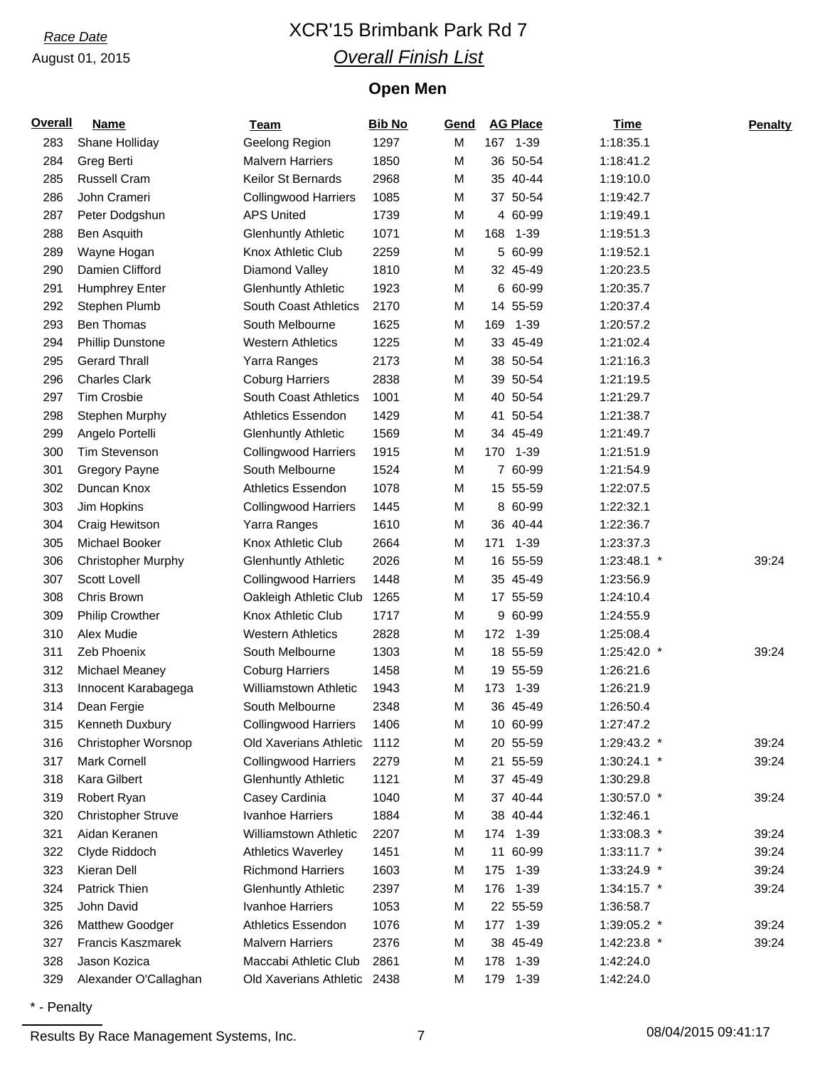*Race Date*

August 01, 2015

# XCR'15 Brimbank Park Rd 7

## *Overall Finish List*

### Open Men

| Overall | Name | Team | Bib No | Gend | AG Place | Time | Penalty |
|---|---|---|---|---|---|---|---|
| 283 | Shane Holliday | Geelong Region | 1297 | M | 167 1-39 | 1:18:35.1 | |
| 284 | Greg Berti | Malvern Harriers | 1850 | M | 36 50-54 | 1:18:41.2 | |
| 285 | Russell Cram | Keilor St Bernards | 2968 | M | 35 40-44 | 1:19:10.0 | |
| 286 | John Crameri | Collingwood Harriers | 1085 | M | 37 50-54 | 1:19:42.7 | |
| 287 | Peter Dodgshun | APS United | 1739 | M | 4 60-99 | 1:19:49.1 | |
| 288 | Ben Asquith | Glenhuntly Athletic | 1071 | M | 168 1-39 | 1:19:51.3 | |
| 289 | Wayne Hogan | Knox Athletic Club | 2259 | M | 5 60-99 | 1:19:52.1 | |
| 290 | Damien Clifford | Diamond Valley | 1810 | M | 32 45-49 | 1:20:23.5 | |
| 291 | Humphrey Enter | Glenhuntly Athletic | 1923 | M | 6 60-99 | 1:20:35.7 | |
| 292 | Stephen Plumb | South Coast Athletics | 2170 | M | 14 55-59 | 1:20:37.4 | |
| 293 | Ben Thomas | South Melbourne | 1625 | M | 169 1-39 | 1:20:57.2 | |
| 294 | Phillip Dunstone | Western Athletics | 1225 | M | 33 45-49 | 1:21:02.4 | |
| 295 | Gerard Thrall | Yarra Ranges | 2173 | M | 38 50-54 | 1:21:16.3 | |
| 296 | Charles Clark | Coburg Harriers | 2838 | M | 39 50-54 | 1:21:19.5 | |
| 297 | Tim Crosbie | South Coast Athletics | 1001 | M | 40 50-54 | 1:21:29.7 | |
| 298 | Stephen Murphy | Athletics Essendon | 1429 | M | 41 50-54 | 1:21:38.7 | |
| 299 | Angelo Portelli | Glenhuntly Athletic | 1569 | M | 34 45-49 | 1:21:49.7 | |
| 300 | Tim Stevenson | Collingwood Harriers | 1915 | M | 170 1-39 | 1:21:51.9 | |
| 301 | Gregory Payne | South Melbourne | 1524 | M | 7 60-99 | 1:21:54.9 | |
| 302 | Duncan Knox | Athletics Essendon | 1078 | M | 15 55-59 | 1:22:07.5 | |
| 303 | Jim Hopkins | Collingwood Harriers | 1445 | M | 8 60-99 | 1:22:32.1 | |
| 304 | Craig Hewitson | Yarra Ranges | 1610 | M | 36 40-44 | 1:22:36.7 | |
| 305 | Michael Booker | Knox Athletic Club | 2664 | M | 171 1-39 | 1:23:37.3 | |
| 306 | Christopher Murphy | Glenhuntly Athletic | 2026 | M | 16 55-59 | 1:23:48.1 * | 39:24 |
| 307 | Scott Lovell | Collingwood Harriers | 1448 | M | 35 45-49 | 1:23:56.9 | |
| 308 | Chris Brown | Oakleigh Athletic Club | 1265 | M | 17 55-59 | 1:24:10.4 | |
| 309 | Philip Crowther | Knox Athletic Club | 1717 | M | 9 60-99 | 1:24:55.9 | |
| 310 | Alex Mudie | Western Athletics | 2828 | M | 172 1-39 | 1:25:08.4 | |
| 311 | Zeb Phoenix | South Melbourne | 1303 | M | 18 55-59 | 1:25:42.0 * | 39:24 |
| 312 | Michael Meaney | Coburg Harriers | 1458 | M | 19 55-59 | 1:26:21.6 | |
| 313 | Innocent Karabagega | Williamstown Athletic | 1943 | M | 173 1-39 | 1:26:21.9 | |
| 314 | Dean Fergie | South Melbourne | 2348 | M | 36 45-49 | 1:26:50.4 | |
| 315 | Kenneth Duxbury | Collingwood Harriers | 1406 | M | 10 60-99 | 1:27:47.2 | |
| 316 | Christopher Worsnop | Old Xaverians Athletic | 1112 | M | 20 55-59 | 1:29:43.2 * | 39:24 |
| 317 | Mark Cornell | Collingwood Harriers | 2279 | M | 21 55-59 | 1:30:24.1 * | 39:24 |
| 318 | Kara Gilbert | Glenhuntly Athletic | 1121 | M | 37 45-49 | 1:30:29.8 | |
| 319 | Robert Ryan | Casey Cardinia | 1040 | M | 37 40-44 | 1:30:57.0 * | 39:24 |
| 320 | Christopher Struve | Ivanhoe Harriers | 1884 | M | 38 40-44 | 1:32:46.1 | |
| 321 | Aidan Keranen | Williamstown Athletic | 2207 | M | 174 1-39 | 1:33:08.3 * | 39:24 |
| 322 | Clyde Riddoch | Athletics Waverley | 1451 | M | 11 60-99 | 1:33:11.7 * | 39:24 |
| 323 | Kieran Dell | Richmond Harriers | 1603 | M | 175 1-39 | 1:33:24.9 * | 39:24 |
| 324 | Patrick Thien | Glenhuntly Athletic | 2397 | M | 176 1-39 | 1:34:15.7 * | 39:24 |
| 325 | John David | Ivanhoe Harriers | 1053 | M | 22 55-59 | 1:36:58.7 | |
| 326 | Matthew Goodger | Athletics Essendon | 1076 | M | 177 1-39 | 1:39:05.2 * | 39:24 |
| 327 | Francis Kaszmarek | Malvern Harriers | 2376 | M | 38 45-49 | 1:42:23.8 * | 39:24 |
| 328 | Jason Kozica | Maccabi Athletic Club | 2861 | M | 178 1-39 | 1:42:24.0 | |
| 329 | Alexander O'Callaghan | Old Xaverians Athletic | 2438 | M | 179 1-39 | 1:42:24.0 | |

* - Penalty

Results By Race Management Systems, Inc. 08/04/2015 09:41:17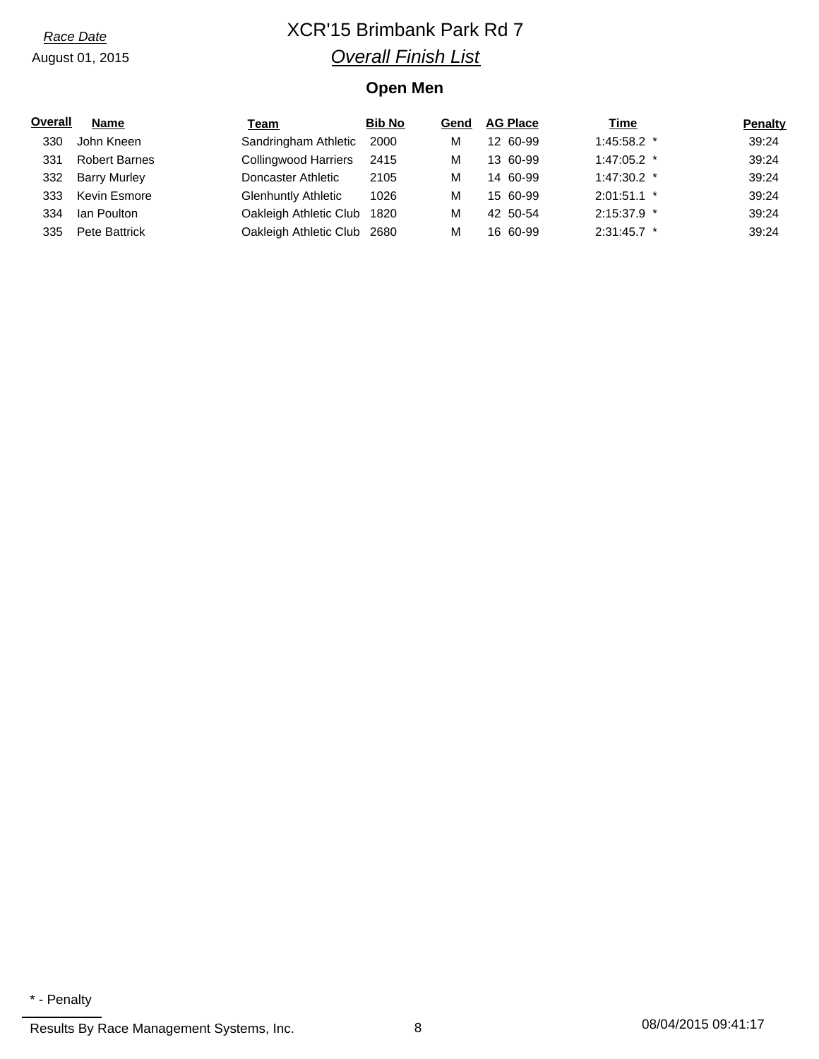*Race Date*

August 01, 2015

# XCR'15 Brimbank Park Rd 7

## *Overall Finish List*

### Open Men

| Overall | Name | Team | Bib No | Gend | AG Place | Time | Penalty |
|---|---|---|---|---|---|---|---|
| 330 | John Kneen | Sandringham Athletic | 2000 | M | 12 60-99 | 1:45:58.2 * | 39:24 |
| 331 | Robert Barnes | Collingwood Harriers | 2415 | M | 13 60-99 | 1:47:05.2 * | 39:24 |
| 332 | Barry Murley | Doncaster Athletic | 2105 | M | 14 60-99 | 1:47:30.2 * | 39:24 |
| 333 | Kevin Esmore | Glenhuntly Athletic | 1026 | M | 15 60-99 | 2:01:51.1 * | 39:24 |
| 334 | Ian Poulton | Oakleigh Athletic Club | 1820 | M | 42 50-54 | 2:15:37.9 * | 39:24 |
| 335 | Pete Battrick | Oakleigh Athletic Club | 2680 | M | 16 60-99 | 2:31:45.7 * | 39:24 |

* - Penalty

Results By Race Management Systems, Inc. 08/04/2015 09:41:17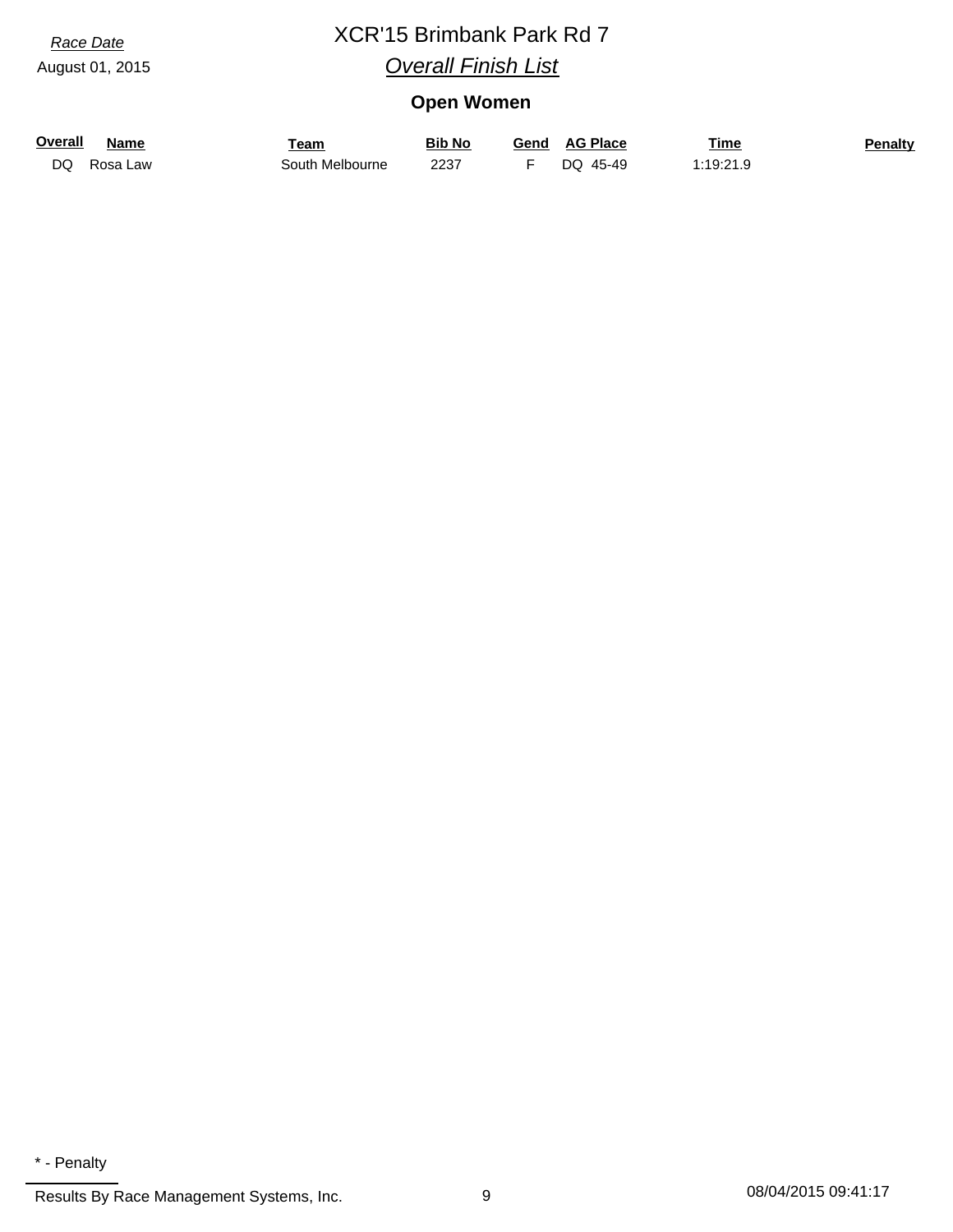*Race Date*

August 01, 2015

# XCR'15 Brimbank Park Rd 7

## *Overall Finish List*

### Open Women

| Overall | Name | Team | Bib No | Gend | AG Place | Time | Penalty |
|---|---|---|---|---|---|---|---|
| DQ | Rosa Law | South Melbourne | 2237 | F | DQ 45-49 | 1:19:21.9 | |

\* - Penalty

Results By Race Management Systems, Inc. 08/04/2015 09:41:17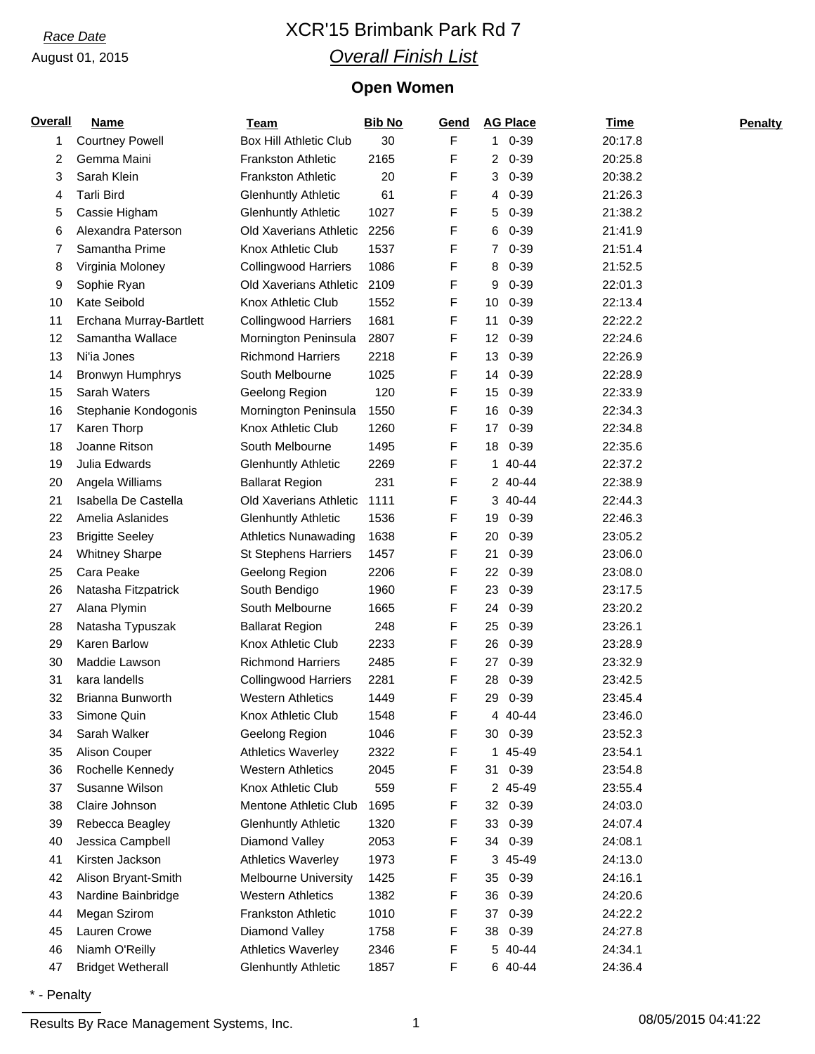*Race Date*

August 01, 2015

# XCR'15 Brimbank Park Rd 7

## *Overall Finish List*

### Open Women

| Overall | Name | Team | Bib No | Gend | AG Place | Time | Penalty |
|---|---|---|---|---|---|---|---|
| 1 | Courtney Powell | Box Hill Athletic Club | 30 | F | 1 0-39 | 20:17.8 | |
| 2 | Gemma Maini | Frankston Athletic | 2165 | F | 2 0-39 | 20:25.8 | |
| 3 | Sarah Klein | Frankston Athletic | 20 | F | 3 0-39 | 20:38.2 | |
| 4 | Tarli Bird | Glenhuntly Athletic | 61 | F | 4 0-39 | 21:26.3 | |
| 5 | Cassie Higham | Glenhuntly Athletic | 1027 | F | 5 0-39 | 21:38.2 | |
| 6 | Alexandra Paterson | Old Xaverians Athletic | 2256 | F | 6 0-39 | 21:41.9 | |
| 7 | Samantha Prime | Knox Athletic Club | 1537 | F | 7 0-39 | 21:51.4 | |
| 8 | Virginia Moloney | Collingwood Harriers | 1086 | F | 8 0-39 | 21:52.5 | |
| 9 | Sophie Ryan | Old Xaverians Athletic | 2109 | F | 9 0-39 | 22:01.3 | |
| 10 | Kate Seibold | Knox Athletic Club | 1552 | F | 10 0-39 | 22:13.4 | |
| 11 | Erchana Murray-Bartlett | Collingwood Harriers | 1681 | F | 11 0-39 | 22:22.2 | |
| 12 | Samantha Wallace | Mornington Peninsula | 2807 | F | 12 0-39 | 22:24.6 | |
| 13 | Ni'ia Jones | Richmond Harriers | 2218 | F | 13 0-39 | 22:26.9 | |
| 14 | Bronwyn Humphrys | South Melbourne | 1025 | F | 14 0-39 | 22:28.9 | |
| 15 | Sarah Waters | Geelong Region | 120 | F | 15 0-39 | 22:33.9 | |
| 16 | Stephanie Kondogonis | Mornington Peninsula | 1550 | F | 16 0-39 | 22:34.3 | |
| 17 | Karen Thorp | Knox Athletic Club | 1260 | F | 17 0-39 | 22:34.8 | |
| 18 | Joanne Ritson | South Melbourne | 1495 | F | 18 0-39 | 22:35.6 | |
| 19 | Julia Edwards | Glenhuntly Athletic | 2269 | F | 1 40-44 | 22:37.2 | |
| 20 | Angela Williams | Ballarat Region | 231 | F | 2 40-44 | 22:38.9 | |
| 21 | Isabella De Castella | Old Xaverians Athletic | 1111 | F | 3 40-44 | 22:44.3 | |
| 22 | Amelia Aslanides | Glenhuntly Athletic | 1536 | F | 19 0-39 | 22:46.3 | |
| 23 | Brigitte Seeley | Athletics Nunawading | 1638 | F | 20 0-39 | 23:05.2 | |
| 24 | Whitney Sharpe | St Stephens Harriers | 1457 | F | 21 0-39 | 23:06.0 | |
| 25 | Cara Peake | Geelong Region | 2206 | F | 22 0-39 | 23:08.0 | |
| 26 | Natasha Fitzpatrick | South Bendigo | 1960 | F | 23 0-39 | 23:17.5 | |
| 27 | Alana Plymin | South Melbourne | 1665 | F | 24 0-39 | 23:20.2 | |
| 28 | Natasha Typuszak | Ballarat Region | 248 | F | 25 0-39 | 23:26.1 | |
| 29 | Karen Barlow | Knox Athletic Club | 2233 | F | 26 0-39 | 23:28.9 | |
| 30 | Maddie Lawson | Richmond Harriers | 2485 | F | 27 0-39 | 23:32.9 | |
| 31 | kara landells | Collingwood Harriers | 2281 | F | 28 0-39 | 23:42.5 | |
| 32 | Brianna Bunworth | Western Athletics | 1449 | F | 29 0-39 | 23:45.4 | |
| 33 | Simone Quin | Knox Athletic Club | 1548 | F | 4 40-44 | 23:46.0 | |
| 34 | Sarah Walker | Geelong Region | 1046 | F | 30 0-39 | 23:52.3 | |
| 35 | Alison Couper | Athletics Waverley | 2322 | F | 1 45-49 | 23:54.1 | |
| 36 | Rochelle Kennedy | Western Athletics | 2045 | F | 31 0-39 | 23:54.8 | |
| 37 | Susanne Wilson | Knox Athletic Club | 559 | F | 2 45-49 | 23:55.4 | |
| 38 | Claire Johnson | Mentone Athletic Club | 1695 | F | 32 0-39 | 24:03.0 | |
| 39 | Rebecca Beagley | Glenhuntly Athletic | 1320 | F | 33 0-39 | 24:07.4 | |
| 40 | Jessica Campbell | Diamond Valley | 2053 | F | 34 0-39 | 24:08.1 | |
| 41 | Kirsten Jackson | Athletics Waverley | 1973 | F | 3 45-49 | 24:13.0 | |
| 42 | Alison Bryant-Smith | Melbourne University | 1425 | F | 35 0-39 | 24:16.1 | |
| 43 | Nardine Bainbridge | Western Athletics | 1382 | F | 36 0-39 | 24:20.6 | |
| 44 | Megan Szirom | Frankston Athletic | 1010 | F | 37 0-39 | 24:22.2 | |
| 45 | Lauren Crowe | Diamond Valley | 1758 | F | 38 0-39 | 24:27.8 | |
| 46 | Niamh O'Reilly | Athletics Waverley | 2346 | F | 5 40-44 | 24:34.1 | |
| 47 | Bridget Wetherall | Glenhuntly Athletic | 1857 | F | 6 40-44 | 24:36.4 | |

* - Penalty

Results By Race Management Systems, Inc. 08/05/2015 04:41:22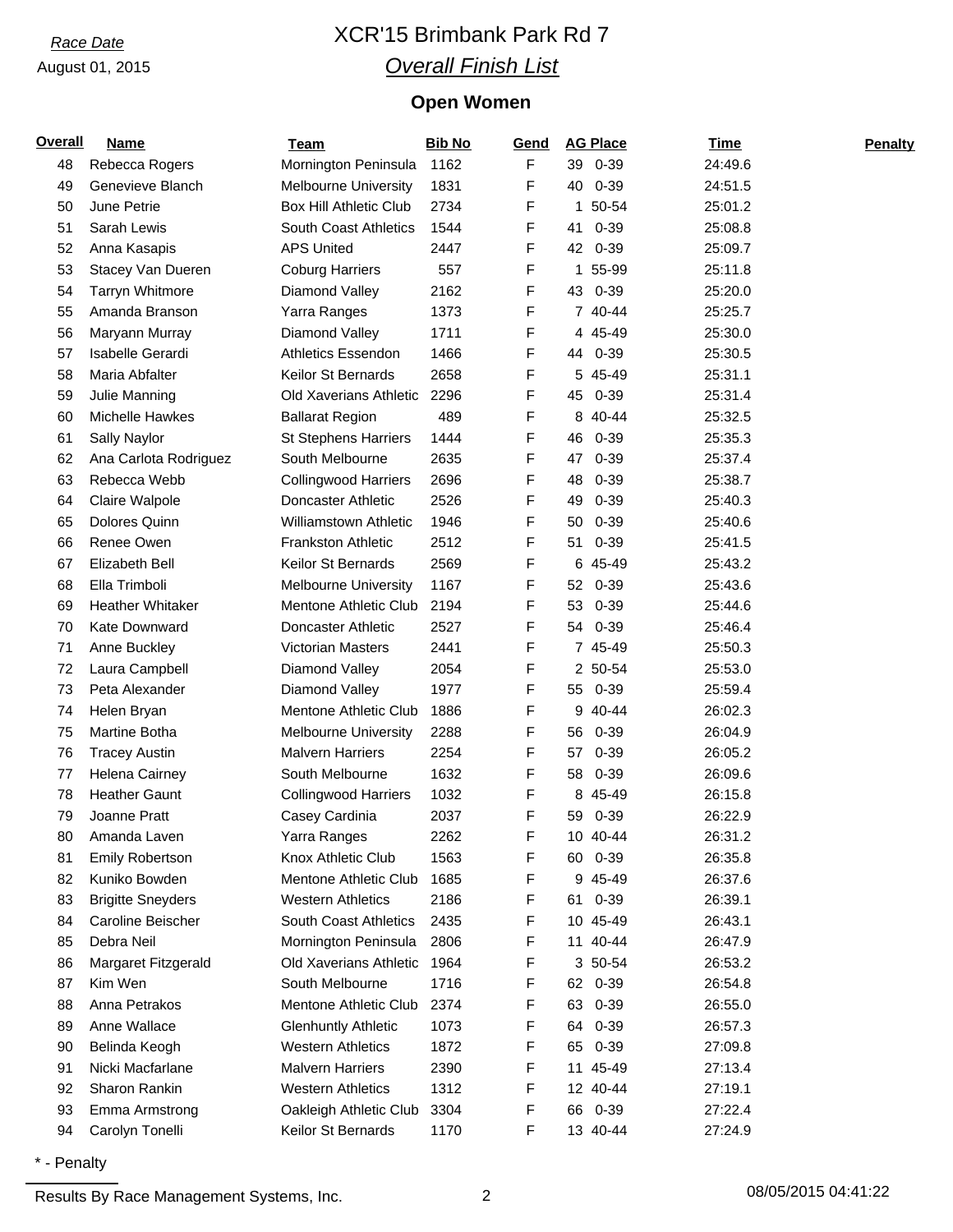*Race Date*

August 01, 2015

# XCR'15 Brimbank Park Rd 7

## *Overall Finish List*

### Open Women

| Overall | Name | Team | Bib No | Gend | AG Place | Time | Penalty |
|---|---|---|---|---|---|---|---|
| 48 | Rebecca Rogers | Mornington Peninsula | 1162 | F | 39 0-39 | 24:49.6 | |
| 49 | Genevieve Blanch | Melbourne University | 1831 | F | 40 0-39 | 24:51.5 | |
| 50 | June Petrie | Box Hill Athletic Club | 2734 | F | 1 50-54 | 25:01.2 | |
| 51 | Sarah Lewis | South Coast Athletics | 1544 | F | 41 0-39 | 25:08.8 | |
| 52 | Anna Kasapis | APS United | 2447 | F | 42 0-39 | 25:09.7 | |
| 53 | Stacey Van Dueren | Coburg Harriers | 557 | F | 1 55-99 | 25:11.8 | |
| 54 | Tarryn Whitmore | Diamond Valley | 2162 | F | 43 0-39 | 25:20.0 | |
| 55 | Amanda Branson | Yarra Ranges | 1373 | F | 7 40-44 | 25:25.7 | |
| 56 | Maryann Murray | Diamond Valley | 1711 | F | 4 45-49 | 25:30.0 | |
| 57 | Isabelle Gerardi | Athletics Essendon | 1466 | F | 44 0-39 | 25:30.5 | |
| 58 | Maria Abfalter | Keilor St Bernards | 2658 | F | 5 45-49 | 25:31.1 | |
| 59 | Julie Manning | Old Xaverians Athletic | 2296 | F | 45 0-39 | 25:31.4 | |
| 60 | Michelle Hawkes | Ballarat Region | 489 | F | 8 40-44 | 25:32.5 | |
| 61 | Sally Naylor | St Stephens Harriers | 1444 | F | 46 0-39 | 25:35.3 | |
| 62 | Ana Carlota Rodriguez | South Melbourne | 2635 | F | 47 0-39 | 25:37.4 | |
| 63 | Rebecca Webb | Collingwood Harriers | 2696 | F | 48 0-39 | 25:38.7 | |
| 64 | Claire Walpole | Doncaster Athletic | 2526 | F | 49 0-39 | 25:40.3 | |
| 65 | Dolores Quinn | Williamstown Athletic | 1946 | F | 50 0-39 | 25:40.6 | |
| 66 | Renee Owen | Frankston Athletic | 2512 | F | 51 0-39 | 25:41.5 | |
| 67 | Elizabeth Bell | Keilor St Bernards | 2569 | F | 6 45-49 | 25:43.2 | |
| 68 | Ella Trimboli | Melbourne University | 1167 | F | 52 0-39 | 25:43.6 | |
| 69 | Heather Whitaker | Mentone Athletic Club | 2194 | F | 53 0-39 | 25:44.6 | |
| 70 | Kate Downward | Doncaster Athletic | 2527 | F | 54 0-39 | 25:46.4 | |
| 71 | Anne Buckley | Victorian Masters | 2441 | F | 7 45-49 | 25:50.3 | |
| 72 | Laura Campbell | Diamond Valley | 2054 | F | 2 50-54 | 25:53.0 | |
| 73 | Peta Alexander | Diamond Valley | 1977 | F | 55 0-39 | 25:59.4 | |
| 74 | Helen Bryan | Mentone Athletic Club | 1886 | F | 9 40-44 | 26:02.3 | |
| 75 | Martine Botha | Melbourne University | 2288 | F | 56 0-39 | 26:04.9 | |
| 76 | Tracey Austin | Malvern Harriers | 2254 | F | 57 0-39 | 26:05.2 | |
| 77 | Helena Cairney | South Melbourne | 1632 | F | 58 0-39 | 26:09.6 | |
| 78 | Heather Gaunt | Collingwood Harriers | 1032 | F | 8 45-49 | 26:15.8 | |
| 79 | Joanne Pratt | Casey Cardinia | 2037 | F | 59 0-39 | 26:22.9 | |
| 80 | Amanda Laven | Yarra Ranges | 2262 | F | 10 40-44 | 26:31.2 | |
| 81 | Emily Robertson | Knox Athletic Club | 1563 | F | 60 0-39 | 26:35.8 | |
| 82 | Kuniko Bowden | Mentone Athletic Club | 1685 | F | 9 45-49 | 26:37.6 | |
| 83 | Brigitte Sneyders | Western Athletics | 2186 | F | 61 0-39 | 26:39.1 | |
| 84 | Caroline Beischer | South Coast Athletics | 2435 | F | 10 45-49 | 26:43.1 | |
| 85 | Debra Neil | Mornington Peninsula | 2806 | F | 11 40-44 | 26:47.9 | |
| 86 | Margaret Fitzgerald | Old Xaverians Athletic | 1964 | F | 3 50-54 | 26:53.2 | |
| 87 | Kim Wen | South Melbourne | 1716 | F | 62 0-39 | 26:54.8 | |
| 88 | Anna Petrakos | Mentone Athletic Club | 2374 | F | 63 0-39 | 26:55.0 | |
| 89 | Anne Wallace | Glenhuntly Athletic | 1073 | F | 64 0-39 | 26:57.3 | |
| 90 | Belinda Keogh | Western Athletics | 1872 | F | 65 0-39 | 27:09.8 | |
| 91 | Nicki Macfarlane | Malvern Harriers | 2390 | F | 11 45-49 | 27:13.4 | |
| 92 | Sharon Rankin | Western Athletics | 1312 | F | 12 40-44 | 27:19.1 | |
| 93 | Emma Armstrong | Oakleigh Athletic Club | 3304 | F | 66 0-39 | 27:22.4 | |
| 94 | Carolyn Tonelli | Keilor St Bernards | 1170 | F | 13 40-44 | 27:24.9 | |

* - Penalty

Results By Race Management Systems, Inc. 08/05/2015 04:41:22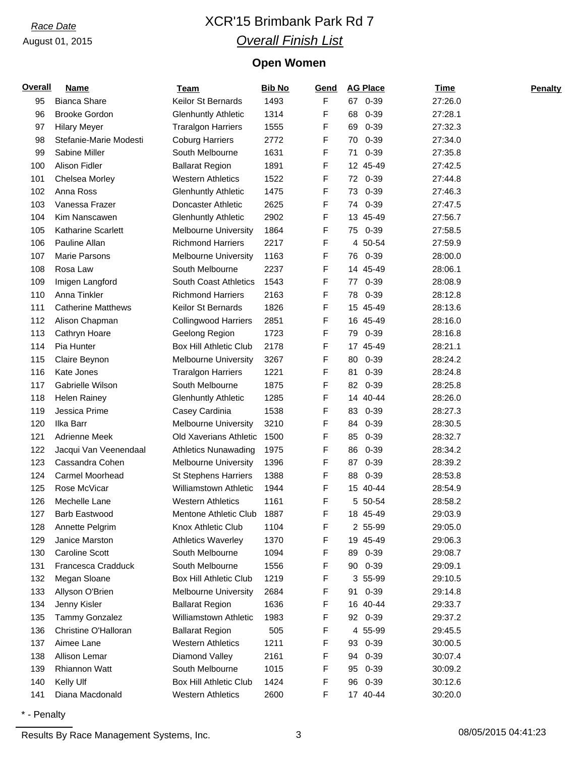*Race Date*

August 01, 2015

# XCR'15 Brimbank Park Rd 7

## *Overall Finish List*

### Open Women

| Overall | Name | Team | Bib No | Gend | AG Place | Time | Penalty |
|---|---|---|---|---|---|---|---|
| 95 | Bianca Share | Keilor St Bernards | 1493 | F | 67 0-39 | 27:26.0 | |
| 96 | Brooke Gordon | Glenhuntly Athletic | 1314 | F | 68 0-39 | 27:28.1 | |
| 97 | Hilary Meyer | Traralgon Harriers | 1555 | F | 69 0-39 | 27:32.3 | |
| 98 | Stefanie-Marie Modesti | Coburg Harriers | 2772 | F | 70 0-39 | 27:34.0 | |
| 99 | Sabine Miller | South Melbourne | 1631 | F | 71 0-39 | 27:35.8 | |
| 100 | Alison Fidler | Ballarat Region | 1891 | F | 12 45-49 | 27:42.5 | |
| 101 | Chelsea Morley | Western Athletics | 1522 | F | 72 0-39 | 27:44.8 | |
| 102 | Anna Ross | Glenhuntly Athletic | 1475 | F | 73 0-39 | 27:46.3 | |
| 103 | Vanessa Frazer | Doncaster Athletic | 2625 | F | 74 0-39 | 27:47.5 | |
| 104 | Kim Nanscawen | Glenhuntly Athletic | 2902 | F | 13 45-49 | 27:56.7 | |
| 105 | Katharine Scarlett | Melbourne University | 1864 | F | 75 0-39 | 27:58.5 | |
| 106 | Pauline Allan | Richmond Harriers | 2217 | F | 4 50-54 | 27:59.9 | |
| 107 | Marie Parsons | Melbourne University | 1163 | F | 76 0-39 | 28:00.0 | |
| 108 | Rosa Law | South Melbourne | 2237 | F | 14 45-49 | 28:06.1 | |
| 109 | Imigen Langford | South Coast Athletics | 1543 | F | 77 0-39 | 28:08.9 | |
| 110 | Anna Tinkler | Richmond Harriers | 2163 | F | 78 0-39 | 28:12.8 | |
| 111 | Catherine Matthews | Keilor St Bernards | 1826 | F | 15 45-49 | 28:13.6 | |
| 112 | Alison Chapman | Collingwood Harriers | 2851 | F | 16 45-49 | 28:16.0 | |
| 113 | Cathryn Hoare | Geelong Region | 1723 | F | 79 0-39 | 28:16.8 | |
| 114 | Pia Hunter | Box Hill Athletic Club | 2178 | F | 17 45-49 | 28:21.1 | |
| 115 | Claire Beynon | Melbourne University | 3267 | F | 80 0-39 | 28:24.2 | |
| 116 | Kate Jones | Traralgon Harriers | 1221 | F | 81 0-39 | 28:24.8 | |
| 117 | Gabrielle Wilson | South Melbourne | 1875 | F | 82 0-39 | 28:25.8 | |
| 118 | Helen Rainey | Glenhuntly Athletic | 1285 | F | 14 40-44 | 28:26.0 | |
| 119 | Jessica Prime | Casey Cardinia | 1538 | F | 83 0-39 | 28:27.3 | |
| 120 | Ilka Barr | Melbourne University | 3210 | F | 84 0-39 | 28:30.5 | |
| 121 | Adrienne Meek | Old Xaverians Athletic | 1500 | F | 85 0-39 | 28:32.7 | |
| 122 | Jacqui Van Veenendaal | Athletics Nunawading | 1975 | F | 86 0-39 | 28:34.2 | |
| 123 | Cassandra Cohen | Melbourne University | 1396 | F | 87 0-39 | 28:39.2 | |
| 124 | Carmel Moorhead | St Stephens Harriers | 1388 | F | 88 0-39 | 28:53.8 | |
| 125 | Rose McVicar | Williamstown Athletic | 1944 | F | 15 40-44 | 28:54.9 | |
| 126 | Mechelle Lane | Western Athletics | 1161 | F | 5 50-54 | 28:58.2 | |
| 127 | Barb Eastwood | Mentone Athletic Club | 1887 | F | 18 45-49 | 29:03.9 | |
| 128 | Annette Pelgrim | Knox Athletic Club | 1104 | F | 2 55-99 | 29:05.0 | |
| 129 | Janice Marston | Athletics Waverley | 1370 | F | 19 45-49 | 29:06.3 | |
| 130 | Caroline Scott | South Melbourne | 1094 | F | 89 0-39 | 29:08.7 | |
| 131 | Francesca Cradduck | South Melbourne | 1556 | F | 90 0-39 | 29:09.1 | |
| 132 | Megan Sloane | Box Hill Athletic Club | 1219 | F | 3 55-99 | 29:10.5 | |
| 133 | Allyson O'Brien | Melbourne University | 2684 | F | 91 0-39 | 29:14.8 | |
| 134 | Jenny Kisler | Ballarat Region | 1636 | F | 16 40-44 | 29:33.7 | |
| 135 | Tammy Gonzalez | Williamstown Athletic | 1983 | F | 92 0-39 | 29:37.2 | |
| 136 | Christine O'Halloran | Ballarat Region | 505 | F | 4 55-99 | 29:45.5 | |
| 137 | Aimee Lane | Western Athletics | 1211 | F | 93 0-39 | 30:00.5 | |
| 138 | Allison Lemar | Diamond Valley | 2161 | F | 94 0-39 | 30:07.4 | |
| 139 | Rhiannon Watt | South Melbourne | 1015 | F | 95 0-39 | 30:09.2 | |
| 140 | Kelly Ulf | Box Hill Athletic Club | 1424 | F | 96 0-39 | 30:12.6 | |
| 141 | Diana Macdonald | Western Athletics | 2600 | F | 17 40-44 | 30:20.0 | |

* - Penalty

Results By Race Management Systems, Inc. 08/05/2015 04:41:23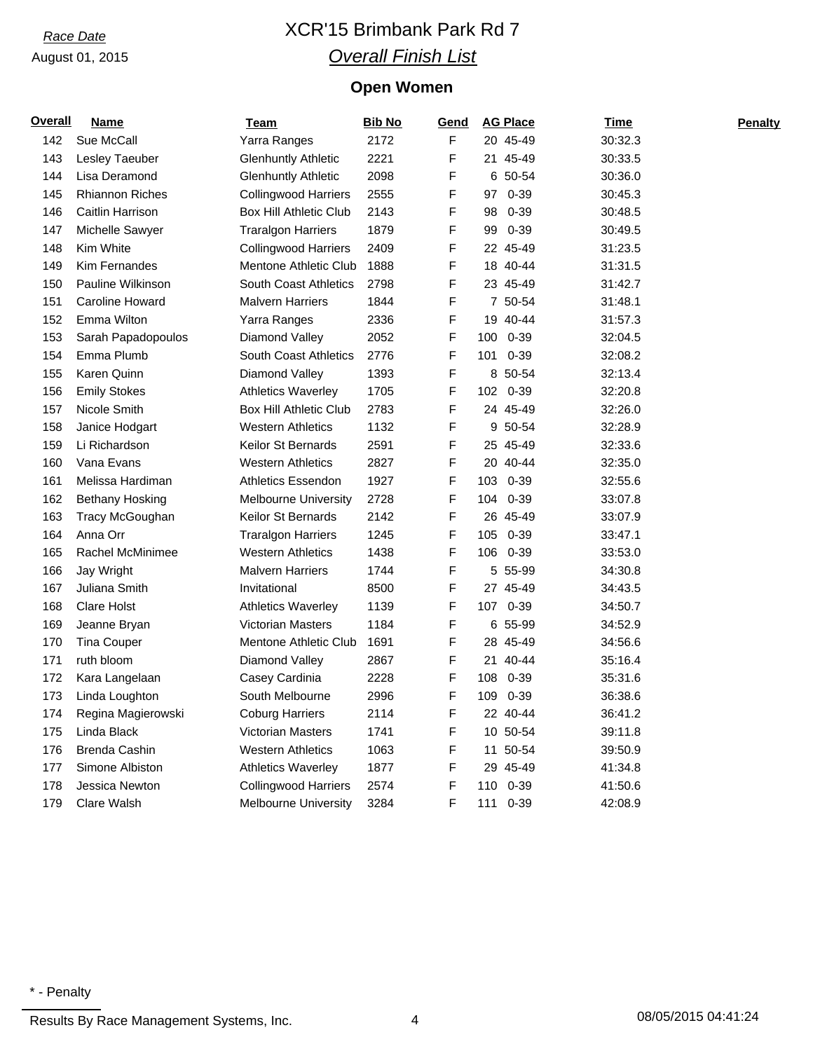Race Date

August 01, 2015

# XCR'15 Brimbank Park Rd 7

## *Overall Finish List*

### Open Women

| Overall | Name | Team | Bib No | Gend | AG Place | Time | Penalty |
|---|---|---|---|---|---|---|---|
| 142 | Sue McCall | Yarra Ranges | 2172 | F | 20 45-49 | 30:32.3 | |
| 143 | Lesley Taeuber | Glenhuntly Athletic | 2221 | F | 21 45-49 | 30:33.5 | |
| 144 | Lisa Deramond | Glenhuntly Athletic | 2098 | F | 6 50-54 | 30:36.0 | |
| 145 | Rhiannon Riches | Collingwood Harriers | 2555 | F | 97 0-39 | 30:45.3 | |
| 146 | Caitlin Harrison | Box Hill Athletic Club | 2143 | F | 98 0-39 | 30:48.5 | |
| 147 | Michelle Sawyer | Traralgon Harriers | 1879 | F | 99 0-39 | 30:49.5 | |
| 148 | Kim White | Collingwood Harriers | 2409 | F | 22 45-49 | 31:23.5 | |
| 149 | Kim Fernandes | Mentone Athletic Club | 1888 | F | 18 40-44 | 31:31.5 | |
| 150 | Pauline Wilkinson | South Coast Athletics | 2798 | F | 23 45-49 | 31:42.7 | |
| 151 | Caroline Howard | Malvern Harriers | 1844 | F | 7 50-54 | 31:48.1 | |
| 152 | Emma Wilton | Yarra Ranges | 2336 | F | 19 40-44 | 31:57.3 | |
| 153 | Sarah Papadopoulos | Diamond Valley | 2052 | F | 100 0-39 | 32:04.5 | |
| 154 | Emma Plumb | South Coast Athletics | 2776 | F | 101 0-39 | 32:08.2 | |
| 155 | Karen Quinn | Diamond Valley | 1393 | F | 8 50-54 | 32:13.4 | |
| 156 | Emily Stokes | Athletics Waverley | 1705 | F | 102 0-39 | 32:20.8 | |
| 157 | Nicole Smith | Box Hill Athletic Club | 2783 | F | 24 45-49 | 32:26.0 | |
| 158 | Janice Hodgart | Western Athletics | 1132 | F | 9 50-54 | 32:28.9 | |
| 159 | Li Richardson | Keilor St Bernards | 2591 | F | 25 45-49 | 32:33.6 | |
| 160 | Vana Evans | Western Athletics | 2827 | F | 20 40-44 | 32:35.0 | |
| 161 | Melissa Hardiman | Athletics Essendon | 1927 | F | 103 0-39 | 32:55.6 | |
| 162 | Bethany Hosking | Melbourne University | 2728 | F | 104 0-39 | 33:07.8 | |
| 163 | Tracy McGoughan | Keilor St Bernards | 2142 | F | 26 45-49 | 33:07.9 | |
| 164 | Anna Orr | Traralgon Harriers | 1245 | F | 105 0-39 | 33:47.1 | |
| 165 | Rachel McMinimee | Western Athletics | 1438 | F | 106 0-39 | 33:53.0 | |
| 166 | Jay Wright | Malvern Harriers | 1744 | F | 5 55-99 | 34:30.8 | |
| 167 | Juliana Smith | Invitational | 8500 | F | 27 45-49 | 34:43.5 | |
| 168 | Clare Holst | Athletics Waverley | 1139 | F | 107 0-39 | 34:50.7 | |
| 169 | Jeanne Bryan | Victorian Masters | 1184 | F | 6 55-99 | 34:52.9 | |
| 170 | Tina Couper | Mentone Athletic Club | 1691 | F | 28 45-49 | 34:56.6 | |
| 171 | ruth bloom | Diamond Valley | 2867 | F | 21 40-44 | 35:16.4 | |
| 172 | Kara Langelaan | Casey Cardinia | 2228 | F | 108 0-39 | 35:31.6 | |
| 173 | Linda Loughton | South Melbourne | 2996 | F | 109 0-39 | 36:38.6 | |
| 174 | Regina Magierowski | Coburg Harriers | 2114 | F | 22 40-44 | 36:41.2 | |
| 175 | Linda Black | Victorian Masters | 1741 | F | 10 50-54 | 39:11.8 | |
| 176 | Brenda Cashin | Western Athletics | 1063 | F | 11 50-54 | 39:50.9 | |
| 177 | Simone Albiston | Athletics Waverley | 1877 | F | 29 45-49 | 41:34.8 | |
| 178 | Jessica Newton | Collingwood Harriers | 2574 | F | 110 0-39 | 41:50.6 | |
| 179 | Clare Walsh | Melbourne University | 3284 | F | 111 0-39 | 42:08.9 | |

* - Penalty

Results By Race Management Systems, Inc. 08/05/2015 04:41:24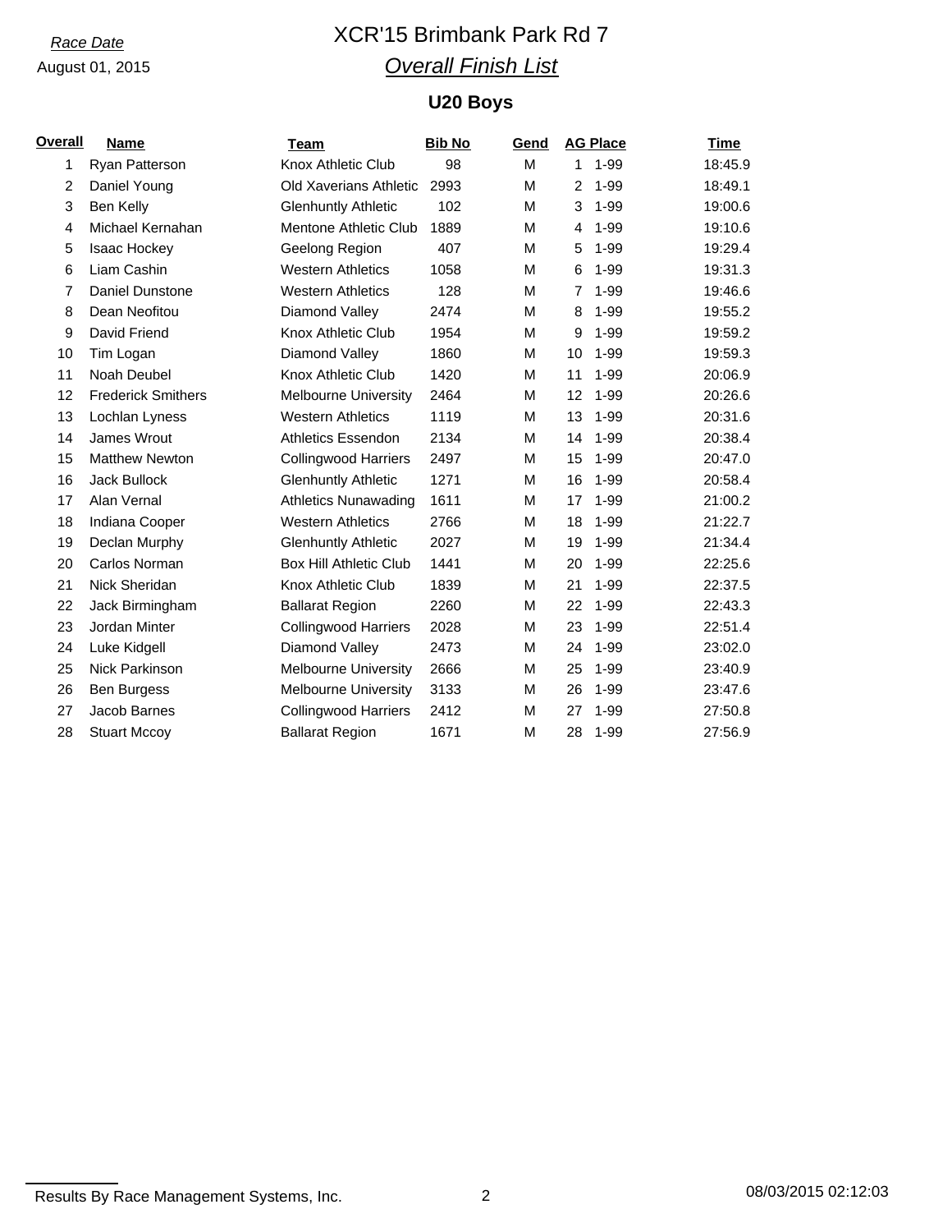*Race Date*

August 01, 2015

# XCR'15 Brimbank Park Rd 7

## *Overall Finish List*

### U20 Boys

| Overall | Name | Team | Bib No | Gend | AG Place | | Time |
|---|---|---|---|---|---|---|---|
| 1 | Ryan Patterson | Knox Athletic Club | 98 | M | 1 | 1-99 | 18:45.9 |
| 2 | Daniel Young | Old Xaverians Athletic | 2993 | M | 2 | 1-99 | 18:49.1 |
| 3 | Ben Kelly | Glenhuntly Athletic | 102 | M | 3 | 1-99 | 19:00.6 |
| 4 | Michael Kernahan | Mentone Athletic Club | 1889 | M | 4 | 1-99 | 19:10.6 |
| 5 | Isaac Hockey | Geelong Region | 407 | M | 5 | 1-99 | 19:29.4 |
| 6 | Liam Cashin | Western Athletics | 1058 | M | 6 | 1-99 | 19:31.3 |
| 7 | Daniel Dunstone | Western Athletics | 128 | M | 7 | 1-99 | 19:46.6 |
| 8 | Dean Neofitou | Diamond Valley | 2474 | M | 8 | 1-99 | 19:55.2 |
| 9 | David Friend | Knox Athletic Club | 1954 | M | 9 | 1-99 | 19:59.2 |
| 10 | Tim Logan | Diamond Valley | 1860 | M | 10 | 1-99 | 19:59.3 |
| 11 | Noah Deubel | Knox Athletic Club | 1420 | M | 11 | 1-99 | 20:06.9 |
| 12 | Frederick Smithers | Melbourne University | 2464 | M | 12 | 1-99 | 20:26.6 |
| 13 | Lochlan Lyness | Western Athletics | 1119 | M | 13 | 1-99 | 20:31.6 |
| 14 | James Wrout | Athletics Essendon | 2134 | M | 14 | 1-99 | 20:38.4 |
| 15 | Matthew Newton | Collingwood Harriers | 2497 | M | 15 | 1-99 | 20:47.0 |
| 16 | Jack Bullock | Glenhuntly Athletic | 1271 | M | 16 | 1-99 | 20:58.4 |
| 17 | Alan Vernal | Athletics Nunawading | 1611 | M | 17 | 1-99 | 21:00.2 |
| 18 | Indiana Cooper | Western Athletics | 2766 | M | 18 | 1-99 | 21:22.7 |
| 19 | Declan Murphy | Glenhuntly Athletic | 2027 | M | 19 | 1-99 | 21:34.4 |
| 20 | Carlos Norman | Box Hill Athletic Club | 1441 | M | 20 | 1-99 | 22:25.6 |
| 21 | Nick Sheridan | Knox Athletic Club | 1839 | M | 21 | 1-99 | 22:37.5 |
| 22 | Jack Birmingham | Ballarat Region | 2260 | M | 22 | 1-99 | 22:43.3 |
| 23 | Jordan Minter | Collingwood Harriers | 2028 | M | 23 | 1-99 | 22:51.4 |
| 24 | Luke Kidgell | Diamond Valley | 2473 | M | 24 | 1-99 | 23:02.0 |
| 25 | Nick Parkinson | Melbourne University | 2666 | M | 25 | 1-99 | 23:40.9 |
| 26 | Ben Burgess | Melbourne University | 3133 | M | 26 | 1-99 | 23:47.6 |
| 27 | Jacob Barnes | Collingwood Harriers | 2412 | M | 27 | 1-99 | 27:50.8 |
| 28 | Stuart Mccoy | Ballarat Region | 1671 | M | 28 | 1-99 | 27:56.9 |

Results By Race Management Systems, Inc. 08/03/2015 02:12:03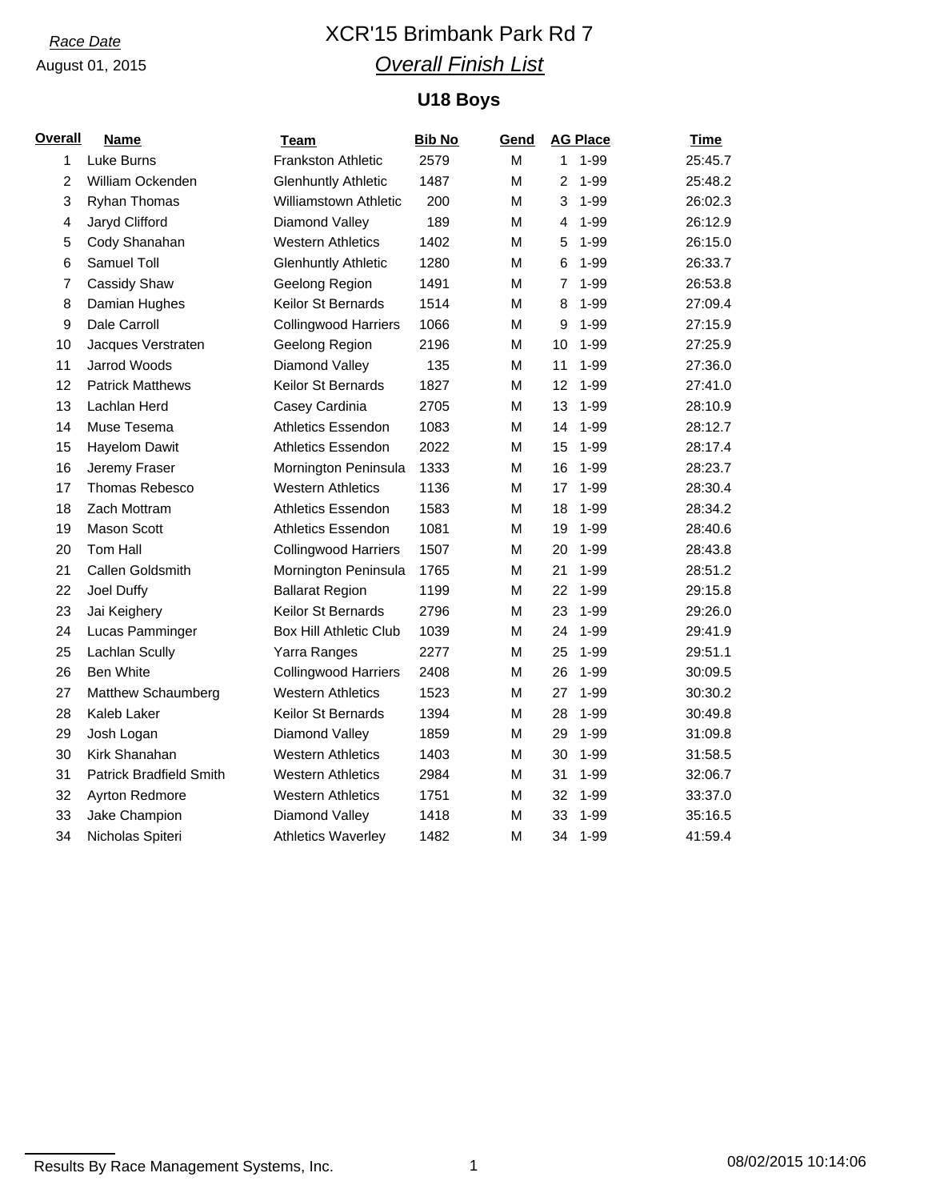*Race Date*

August 01, 2015

# XCR'15 Brimbank Park Rd 7

## *Overall Finish List*

### U18 Boys

| Overall | Name | Team | Bib No | Gend | AG Place | | Time |
|---|---|---|---|---|---|---|---|
| 1 | Luke Burns | Frankston Athletic | 2579 | M | 1 | 1-99 | 25:45.7 |
| 2 | William Ockenden | Glenhuntly Athletic | 1487 | M | 2 | 1-99 | 25:48.2 |
| 3 | Ryhan Thomas | Williamstown Athletic | 200 | M | 3 | 1-99 | 26:02.3 |
| 4 | Jaryd Clifford | Diamond Valley | 189 | M | 4 | 1-99 | 26:12.9 |
| 5 | Cody Shanahan | Western Athletics | 1402 | M | 5 | 1-99 | 26:15.0 |
| 6 | Samuel Toll | Glenhuntly Athletic | 1280 | M | 6 | 1-99 | 26:33.7 |
| 7 | Cassidy Shaw | Geelong Region | 1491 | M | 7 | 1-99 | 26:53.8 |
| 8 | Damian Hughes | Keilor St Bernards | 1514 | M | 8 | 1-99 | 27:09.4 |
| 9 | Dale Carroll | Collingwood Harriers | 1066 | M | 9 | 1-99 | 27:15.9 |
| 10 | Jacques Verstraten | Geelong Region | 2196 | M | 10 | 1-99 | 27:25.9 |
| 11 | Jarrod Woods | Diamond Valley | 135 | M | 11 | 1-99 | 27:36.0 |
| 12 | Patrick Matthews | Keilor St Bernards | 1827 | M | 12 | 1-99 | 27:41.0 |
| 13 | Lachlan Herd | Casey Cardinia | 2705 | M | 13 | 1-99 | 28:10.9 |
| 14 | Muse Tesema | Athletics Essendon | 1083 | M | 14 | 1-99 | 28:12.7 |
| 15 | Hayelom Dawit | Athletics Essendon | 2022 | M | 15 | 1-99 | 28:17.4 |
| 16 | Jeremy Fraser | Mornington Peninsula | 1333 | M | 16 | 1-99 | 28:23.7 |
| 17 | Thomas Rebesco | Western Athletics | 1136 | M | 17 | 1-99 | 28:30.4 |
| 18 | Zach Mottram | Athletics Essendon | 1583 | M | 18 | 1-99 | 28:34.2 |
| 19 | Mason Scott | Athletics Essendon | 1081 | M | 19 | 1-99 | 28:40.6 |
| 20 | Tom Hall | Collingwood Harriers | 1507 | M | 20 | 1-99 | 28:43.8 |
| 21 | Callen Goldsmith | Mornington Peninsula | 1765 | M | 21 | 1-99 | 28:51.2 |
| 22 | Joel Duffy | Ballarat Region | 1199 | M | 22 | 1-99 | 29:15.8 |
| 23 | Jai Keighery | Keilor St Bernards | 2796 | M | 23 | 1-99 | 29:26.0 |
| 24 | Lucas Pamminger | Box Hill Athletic Club | 1039 | M | 24 | 1-99 | 29:41.9 |
| 25 | Lachlan Scully | Yarra Ranges | 2277 | M | 25 | 1-99 | 29:51.1 |
| 26 | Ben White | Collingwood Harriers | 2408 | M | 26 | 1-99 | 30:09.5 |
| 27 | Matthew Schaumberg | Western Athletics | 1523 | M | 27 | 1-99 | 30:30.2 |
| 28 | Kaleb Laker | Keilor St Bernards | 1394 | M | 28 | 1-99 | 30:49.8 |
| 29 | Josh Logan | Diamond Valley | 1859 | M | 29 | 1-99 | 31:09.8 |
| 30 | Kirk Shanahan | Western Athletics | 1403 | M | 30 | 1-99 | 31:58.5 |
| 31 | Patrick Bradfield Smith | Western Athletics | 2984 | M | 31 | 1-99 | 32:06.7 |
| 32 | Ayrton Redmore | Western Athletics | 1751 | M | 32 | 1-99 | 33:37.0 |
| 33 | Jake Champion | Diamond Valley | 1418 | M | 33 | 1-99 | 35:16.5 |
| 34 | Nicholas Spiteri | Athletics Waverley | 1482 | M | 34 | 1-99 | 41:59.4 |

Results By Race Management Systems, Inc. 08/02/2015 10:14:06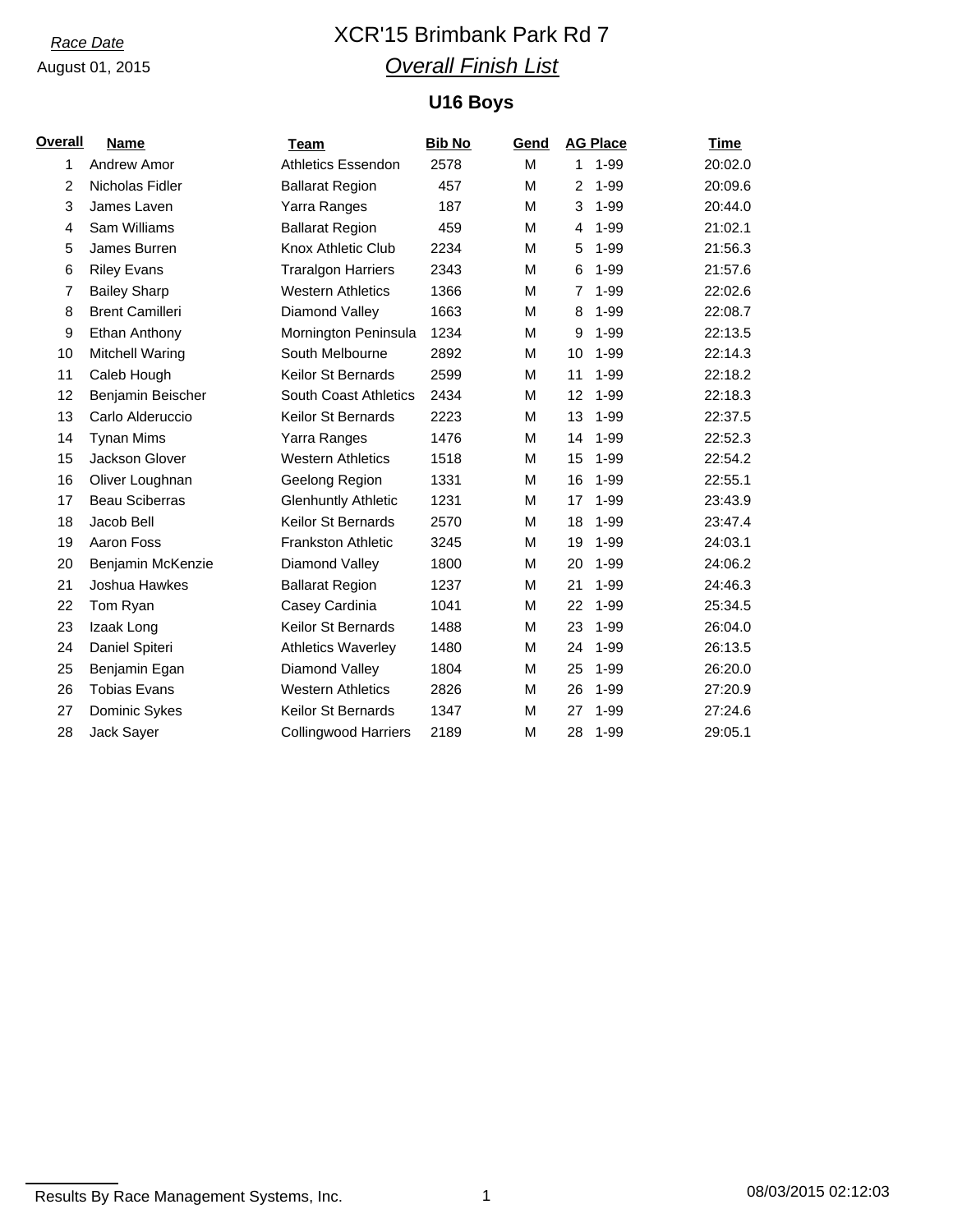*Race Date*

August 01, 2015

# XCR'15 Brimbank Park Rd 7

## *Overall Finish List*

### U16 Boys

| Overall | Name | Team | Bib No | Gend | AG Place | Time |
|---|---|---|---|---|---|---|
| 1 | Andrew Amor | Athletics Essendon | 2578 | M | 1 1-99 | 20:02.0 |
| 2 | Nicholas Fidler | Ballarat Region | 457 | M | 2 1-99 | 20:09.6 |
| 3 | James Laven | Yarra Ranges | 187 | M | 3 1-99 | 20:44.0 |
| 4 | Sam Williams | Ballarat Region | 459 | M | 4 1-99 | 21:02.1 |
| 5 | James Burren | Knox Athletic Club | 2234 | M | 5 1-99 | 21:56.3 |
| 6 | Riley Evans | Traralgon Harriers | 2343 | M | 6 1-99 | 21:57.6 |
| 7 | Bailey Sharp | Western Athletics | 1366 | M | 7 1-99 | 22:02.6 |
| 8 | Brent Camilleri | Diamond Valley | 1663 | M | 8 1-99 | 22:08.7 |
| 9 | Ethan Anthony | Mornington Peninsula | 1234 | M | 9 1-99 | 22:13.5 |
| 10 | Mitchell Waring | South Melbourne | 2892 | M | 10 1-99 | 22:14.3 |
| 11 | Caleb Hough | Keilor St Bernards | 2599 | M | 11 1-99 | 22:18.2 |
| 12 | Benjamin Beischer | South Coast Athletics | 2434 | M | 12 1-99 | 22:18.3 |
| 13 | Carlo Alderuccio | Keilor St Bernards | 2223 | M | 13 1-99 | 22:37.5 |
| 14 | Tynan Mims | Yarra Ranges | 1476 | M | 14 1-99 | 22:52.3 |
| 15 | Jackson Glover | Western Athletics | 1518 | M | 15 1-99 | 22:54.2 |
| 16 | Oliver Loughnan | Geelong Region | 1331 | M | 16 1-99 | 22:55.1 |
| 17 | Beau Sciberras | Glenhuntly Athletic | 1231 | M | 17 1-99 | 23:43.9 |
| 18 | Jacob Bell | Keilor St Bernards | 2570 | M | 18 1-99 | 23:47.4 |
| 19 | Aaron Foss | Frankston Athletic | 3245 | M | 19 1-99 | 24:03.1 |
| 20 | Benjamin McKenzie | Diamond Valley | 1800 | M | 20 1-99 | 24:06.2 |
| 21 | Joshua Hawkes | Ballarat Region | 1237 | M | 21 1-99 | 24:46.3 |
| 22 | Tom Ryan | Casey Cardinia | 1041 | M | 22 1-99 | 25:34.5 |
| 23 | Izaak Long | Keilor St Bernards | 1488 | M | 23 1-99 | 26:04.0 |
| 24 | Daniel Spiteri | Athletics Waverley | 1480 | M | 24 1-99 | 26:13.5 |
| 25 | Benjamin Egan | Diamond Valley | 1804 | M | 25 1-99 | 26:20.0 |
| 26 | Tobias Evans | Western Athletics | 2826 | M | 26 1-99 | 27:20.9 |
| 27 | Dominic Sykes | Keilor St Bernards | 1347 | M | 27 1-99 | 27:24.6 |
| 28 | Jack Sayer | Collingwood Harriers | 2189 | M | 28 1-99 | 29:05.1 |

Results By Race Management Systems, Inc. 08/03/2015 02:12:03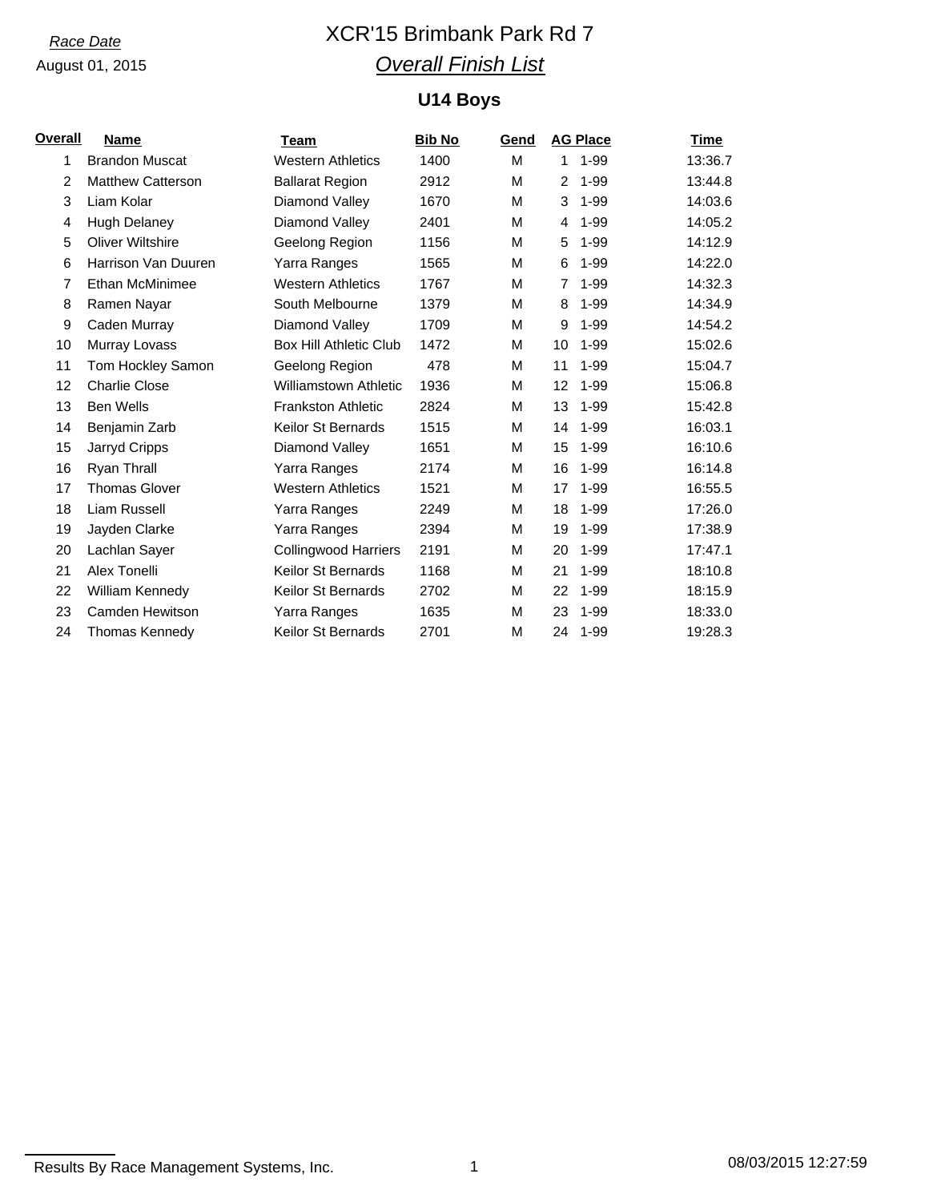*Race Date*

August 01, 2015

# XCR'15 Brimbank Park Rd 7

## *Overall Finish List*

### U14 Boys

| Overall | Name | Team | Bib No | Gend | AG Place | | Time |
|---|---|---|---|---|---|---|---|
| 1 | Brandon Muscat | Western Athletics | 1400 | M | 1 | 1-99 | 13:36.7 |
| 2 | Matthew Catterson | Ballarat Region | 2912 | M | 2 | 1-99 | 13:44.8 |
| 3 | Liam Kolar | Diamond Valley | 1670 | M | 3 | 1-99 | 14:03.6 |
| 4 | Hugh Delaney | Diamond Valley | 2401 | M | 4 | 1-99 | 14:05.2 |
| 5 | Oliver Wiltshire | Geelong Region | 1156 | M | 5 | 1-99 | 14:12.9 |
| 6 | Harrison Van Duuren | Yarra Ranges | 1565 | M | 6 | 1-99 | 14:22.0 |
| 7 | Ethan McMinimee | Western Athletics | 1767 | M | 7 | 1-99 | 14:32.3 |
| 8 | Ramen Nayar | South Melbourne | 1379 | M | 8 | 1-99 | 14:34.9 |
| 9 | Caden Murray | Diamond Valley | 1709 | M | 9 | 1-99 | 14:54.2 |
| 10 | Murray Lovass | Box Hill Athletic Club | 1472 | M | 10 | 1-99 | 15:02.6 |
| 11 | Tom Hockley Samon | Geelong Region | 478 | M | 11 | 1-99 | 15:04.7 |
| 12 | Charlie Close | Williamstown Athletic | 1936 | M | 12 | 1-99 | 15:06.8 |
| 13 | Ben Wells | Frankston Athletic | 2824 | M | 13 | 1-99 | 15:42.8 |
| 14 | Benjamin Zarb | Keilor St Bernards | 1515 | M | 14 | 1-99 | 16:03.1 |
| 15 | Jarryd Cripps | Diamond Valley | 1651 | M | 15 | 1-99 | 16:10.6 |
| 16 | Ryan Thrall | Yarra Ranges | 2174 | M | 16 | 1-99 | 16:14.8 |
| 17 | Thomas Glover | Western Athletics | 1521 | M | 17 | 1-99 | 16:55.5 |
| 18 | Liam Russell | Yarra Ranges | 2249 | M | 18 | 1-99 | 17:26.0 |
| 19 | Jayden Clarke | Yarra Ranges | 2394 | M | 19 | 1-99 | 17:38.9 |
| 20 | Lachlan Sayer | Collingwood Harriers | 2191 | M | 20 | 1-99 | 17:47.1 |
| 21 | Alex Tonelli | Keilor St Bernards | 1168 | M | 21 | 1-99 | 18:10.8 |
| 22 | William Kennedy | Keilor St Bernards | 2702 | M | 22 | 1-99 | 18:15.9 |
| 23 | Camden Hewitson | Yarra Ranges | 1635 | M | 23 | 1-99 | 18:33.0 |
| 24 | Thomas Kennedy | Keilor St Bernards | 2701 | M | 24 | 1-99 | 19:28.3 |

Results By Race Management Systems, Inc.

08/03/2015 12:27:59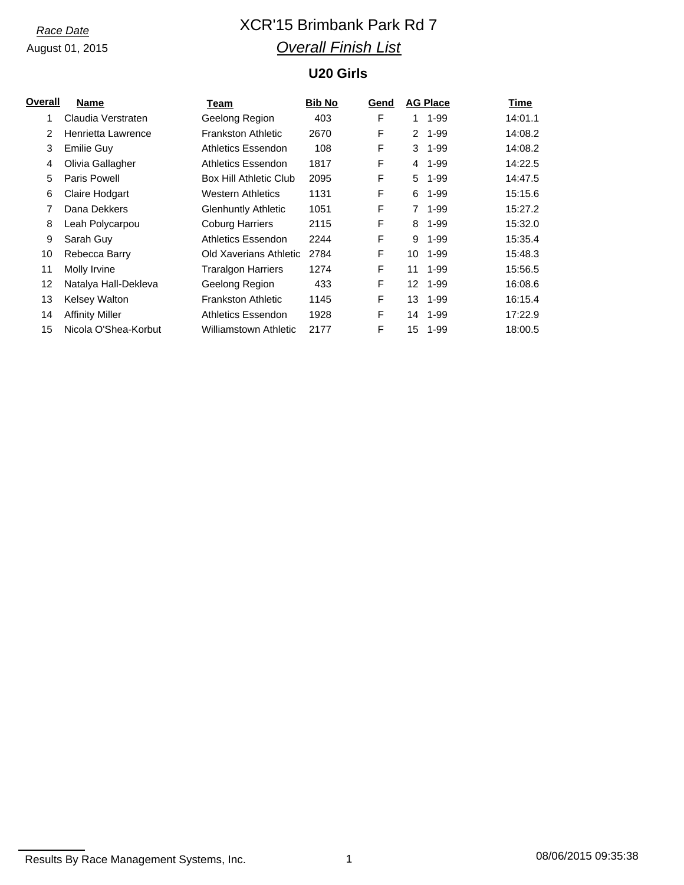*Race Date*

August 01, 2015

# XCR'15 Brimbank Park Rd 7

## *Overall Finish List*

### U20 Girls

| Overall | Name | Team | Bib No | Gend | AG Place | | Time |
|---|---|---|---|---|---|---|---|
| 1 | Claudia Verstraten | Geelong Region | 403 | F | 1 | 1-99 | 14:01.1 |
| 2 | Henrietta Lawrence | Frankston Athletic | 2670 | F | 2 | 1-99 | 14:08.2 |
| 3 | Emilie Guy | Athletics Essendon | 108 | F | 3 | 1-99 | 14:08.2 |
| 4 | Olivia Gallagher | Athletics Essendon | 1817 | F | 4 | 1-99 | 14:22.5 |
| 5 | Paris Powell | Box Hill Athletic Club | 2095 | F | 5 | 1-99 | 14:47.5 |
| 6 | Claire Hodgart | Western Athletics | 1131 | F | 6 | 1-99 | 15:15.6 |
| 7 | Dana Dekkers | Glenhuntly Athletic | 1051 | F | 7 | 1-99 | 15:27.2 |
| 8 | Leah Polycarpou | Coburg Harriers | 2115 | F | 8 | 1-99 | 15:32.0 |
| 9 | Sarah Guy | Athletics Essendon | 2244 | F | 9 | 1-99 | 15:35.4 |
| 10 | Rebecca Barry | Old Xaverians Athletic | 2784 | F | 10 | 1-99 | 15:48.3 |
| 11 | Molly Irvine | Traralgon Harriers | 1274 | F | 11 | 1-99 | 15:56.5 |
| 12 | Natalya Hall-Dekleva | Geelong Region | 433 | F | 12 | 1-99 | 16:08.6 |
| 13 | Kelsey Walton | Frankston Athletic | 1145 | F | 13 | 1-99 | 16:15.4 |
| 14 | Affinity Miller | Athletics Essendon | 1928 | F | 14 | 1-99 | 17:22.9 |
| 15 | Nicola O'Shea-Korbut | Williamstown Athletic | 2177 | F | 15 | 1-99 | 18:00.5 |

Results By Race Management Systems, Inc. 08/06/2015 09:35:38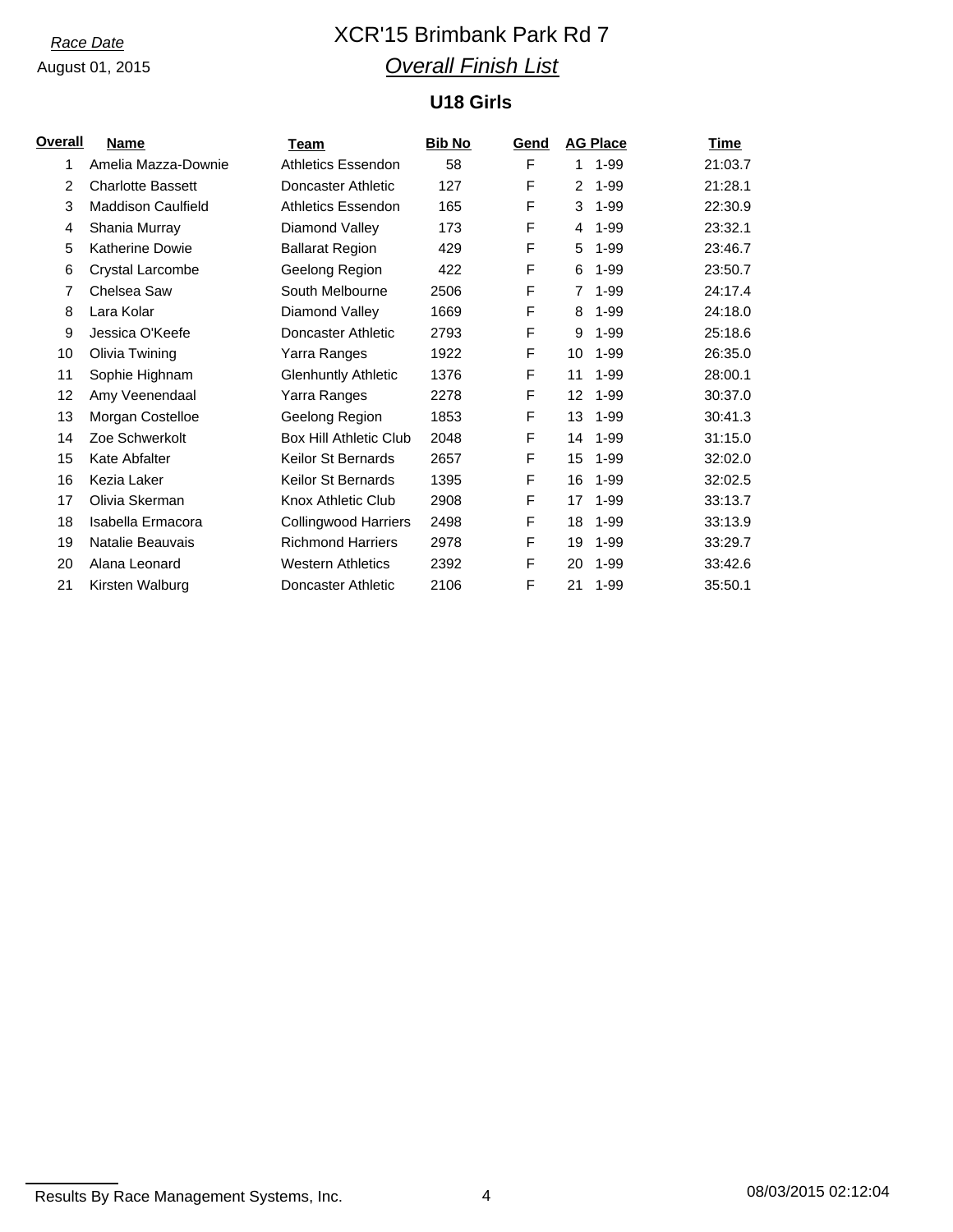*Race Date*

August 01, 2015

# XCR'15 Brimbank Park Rd 7

## *Overall Finish List*

### U18 Girls

| Overall | Name | Team | Bib No | Gend | AG Place | | Time |
|---|---|---|---|---|---|---|---|
| 1 | Amelia Mazza-Downie | Athletics Essendon | 58 | F | 1 | 1-99 | 21:03.7 |
| 2 | Charlotte Bassett | Doncaster Athletic | 127 | F | 2 | 1-99 | 21:28.1 |
| 3 | Maddison Caulfield | Athletics Essendon | 165 | F | 3 | 1-99 | 22:30.9 |
| 4 | Shania Murray | Diamond Valley | 173 | F | 4 | 1-99 | 23:32.1 |
| 5 | Katherine Dowie | Ballarat Region | 429 | F | 5 | 1-99 | 23:46.7 |
| 6 | Crystal Larcombe | Geelong Region | 422 | F | 6 | 1-99 | 23:50.7 |
| 7 | Chelsea Saw | South Melbourne | 2506 | F | 7 | 1-99 | 24:17.4 |
| 8 | Lara Kolar | Diamond Valley | 1669 | F | 8 | 1-99 | 24:18.0 |
| 9 | Jessica O'Keefe | Doncaster Athletic | 2793 | F | 9 | 1-99 | 25:18.6 |
| 10 | Olivia Twining | Yarra Ranges | 1922 | F | 10 | 1-99 | 26:35.0 |
| 11 | Sophie Highnam | Glenhuntly Athletic | 1376 | F | 11 | 1-99 | 28:00.1 |
| 12 | Amy Veenendaal | Yarra Ranges | 2278 | F | 12 | 1-99 | 30:37.0 |
| 13 | Morgan Costelloe | Geelong Region | 1853 | F | 13 | 1-99 | 30:41.3 |
| 14 | Zoe Schwerkolt | Box Hill Athletic Club | 2048 | F | 14 | 1-99 | 31:15.0 |
| 15 | Kate Abfalter | Keilor St Bernards | 2657 | F | 15 | 1-99 | 32:02.0 |
| 16 | Kezia Laker | Keilor St Bernards | 1395 | F | 16 | 1-99 | 32:02.5 |
| 17 | Olivia Skerman | Knox Athletic Club | 2908 | F | 17 | 1-99 | 33:13.7 |
| 18 | Isabella Ermacora | Collingwood Harriers | 2498 | F | 18 | 1-99 | 33:13.9 |
| 19 | Natalie Beauvais | Richmond Harriers | 2978 | F | 19 | 1-99 | 33:29.7 |
| 20 | Alana Leonard | Western Athletics | 2392 | F | 20 | 1-99 | 33:42.6 |
| 21 | Kirsten Walburg | Doncaster Athletic | 2106 | F | 21 | 1-99 | 35:50.1 |

Results By Race Management Systems, Inc. 08/03/2015 02:12:04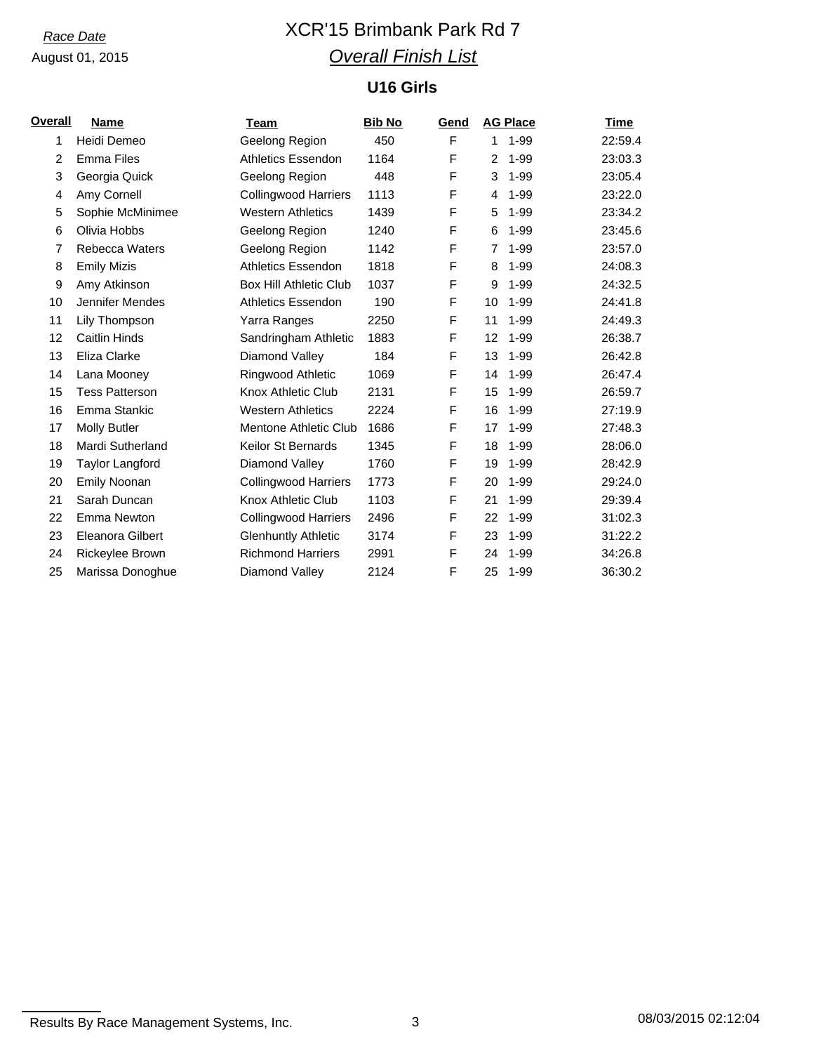*Race Date*

August 01, 2015

# XCR'15 Brimbank Park Rd 7

## *Overall Finish List*

### U16 Girls

| Overall | Name | Team | Bib No | Gend | AG Place | | Time |
|---|---|---|---|---|---|---|---|
| 1 | Heidi Demeo | Geelong Region | 450 | F | 1 | 1-99 | 22:59.4 |
| 2 | Emma Files | Athletics Essendon | 1164 | F | 2 | 1-99 | 23:03.3 |
| 3 | Georgia Quick | Geelong Region | 448 | F | 3 | 1-99 | 23:05.4 |
| 4 | Amy Cornell | Collingwood Harriers | 1113 | F | 4 | 1-99 | 23:22.0 |
| 5 | Sophie McMinimee | Western Athletics | 1439 | F | 5 | 1-99 | 23:34.2 |
| 6 | Olivia Hobbs | Geelong Region | 1240 | F | 6 | 1-99 | 23:45.6 |
| 7 | Rebecca Waters | Geelong Region | 1142 | F | 7 | 1-99 | 23:57.0 |
| 8 | Emily Mizis | Athletics Essendon | 1818 | F | 8 | 1-99 | 24:08.3 |
| 9 | Amy Atkinson | Box Hill Athletic Club | 1037 | F | 9 | 1-99 | 24:32.5 |
| 10 | Jennifer Mendes | Athletics Essendon | 190 | F | 10 | 1-99 | 24:41.8 |
| 11 | Lily Thompson | Yarra Ranges | 2250 | F | 11 | 1-99 | 24:49.3 |
| 12 | Caitlin Hinds | Sandringham Athletic | 1883 | F | 12 | 1-99 | 26:38.7 |
| 13 | Eliza Clarke | Diamond Valley | 184 | F | 13 | 1-99 | 26:42.8 |
| 14 | Lana Mooney | Ringwood Athletic | 1069 | F | 14 | 1-99 | 26:47.4 |
| 15 | Tess Patterson | Knox Athletic Club | 2131 | F | 15 | 1-99 | 26:59.7 |
| 16 | Emma Stankic | Western Athletics | 2224 | F | 16 | 1-99 | 27:19.9 |
| 17 | Molly Butler | Mentone Athletic Club | 1686 | F | 17 | 1-99 | 27:48.3 |
| 18 | Mardi Sutherland | Keilor St Bernards | 1345 | F | 18 | 1-99 | 28:06.0 |
| 19 | Taylor Langford | Diamond Valley | 1760 | F | 19 | 1-99 | 28:42.9 |
| 20 | Emily Noonan | Collingwood Harriers | 1773 | F | 20 | 1-99 | 29:24.0 |
| 21 | Sarah Duncan | Knox Athletic Club | 1103 | F | 21 | 1-99 | 29:39.4 |
| 22 | Emma Newton | Collingwood Harriers | 2496 | F | 22 | 1-99 | 31:02.3 |
| 23 | Eleanora Gilbert | Glenhuntly Athletic | 3174 | F | 23 | 1-99 | 31:22.2 |
| 24 | Rickeylee Brown | Richmond Harriers | 2991 | F | 24 | 1-99 | 34:26.8 |
| 25 | Marissa Donoghue | Diamond Valley | 2124 | F | 25 | 1-99 | 36:30.2 |

Results By Race Management Systems, Inc. 08/03/2015 02:12:04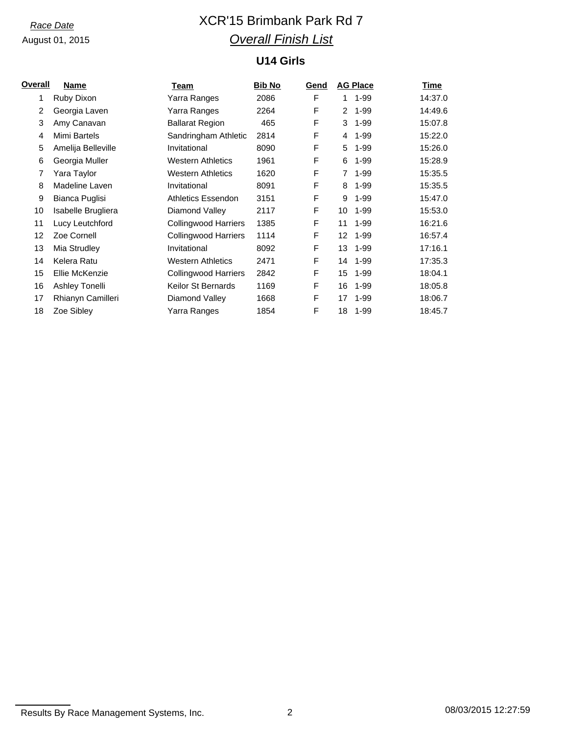*Race Date*

August 01, 2015

# XCR'15 Brimbank Park Rd 7

## *Overall Finish List*

### U14 Girls

| Overall | Name | Team | Bib No | Gend | AG Place | Time |
|---|---|---|---|---|---|---|
| 1 | Ruby Dixon | Yarra Ranges | 2086 | F | 1 1-99 | 14:37.0 |
| 2 | Georgia Laven | Yarra Ranges | 2264 | F | 2 1-99 | 14:49.6 |
| 3 | Amy Canavan | Ballarat Region | 465 | F | 3 1-99 | 15:07.8 |
| 4 | Mimi Bartels | Sandringham Athletic | 2814 | F | 4 1-99 | 15:22.0 |
| 5 | Amelija Belleville | Invitational | 8090 | F | 5 1-99 | 15:26.0 |
| 6 | Georgia Muller | Western Athletics | 1961 | F | 6 1-99 | 15:28.9 |
| 7 | Yara Taylor | Western Athletics | 1620 | F | 7 1-99 | 15:35.5 |
| 8 | Madeline Laven | Invitational | 8091 | F | 8 1-99 | 15:35.5 |
| 9 | Bianca Puglisi | Athletics Essendon | 3151 | F | 9 1-99 | 15:47.0 |
| 10 | Isabelle Brugliera | Diamond Valley | 2117 | F | 10 1-99 | 15:53.0 |
| 11 | Lucy Leutchford | Collingwood Harriers | 1385 | F | 11 1-99 | 16:21.6 |
| 12 | Zoe Cornell | Collingwood Harriers | 1114 | F | 12 1-99 | 16:57.4 |
| 13 | Mia Strudley | Invitational | 8092 | F | 13 1-99 | 17:16.1 |
| 14 | Kelera Ratu | Western Athletics | 2471 | F | 14 1-99 | 17:35.3 |
| 15 | Ellie McKenzie | Collingwood Harriers | 2842 | F | 15 1-99 | 18:04.1 |
| 16 | Ashley Tonelli | Keilor St Bernards | 1169 | F | 16 1-99 | 18:05.8 |
| 17 | Rhianyn Camilleri | Diamond Valley | 1668 | F | 17 1-99 | 18:06.7 |
| 18 | Zoe Sibley | Yarra Ranges | 1854 | F | 18 1-99 | 18:45.7 |

Results By Race Management Systems, Inc. 08/03/2015 12:27:59